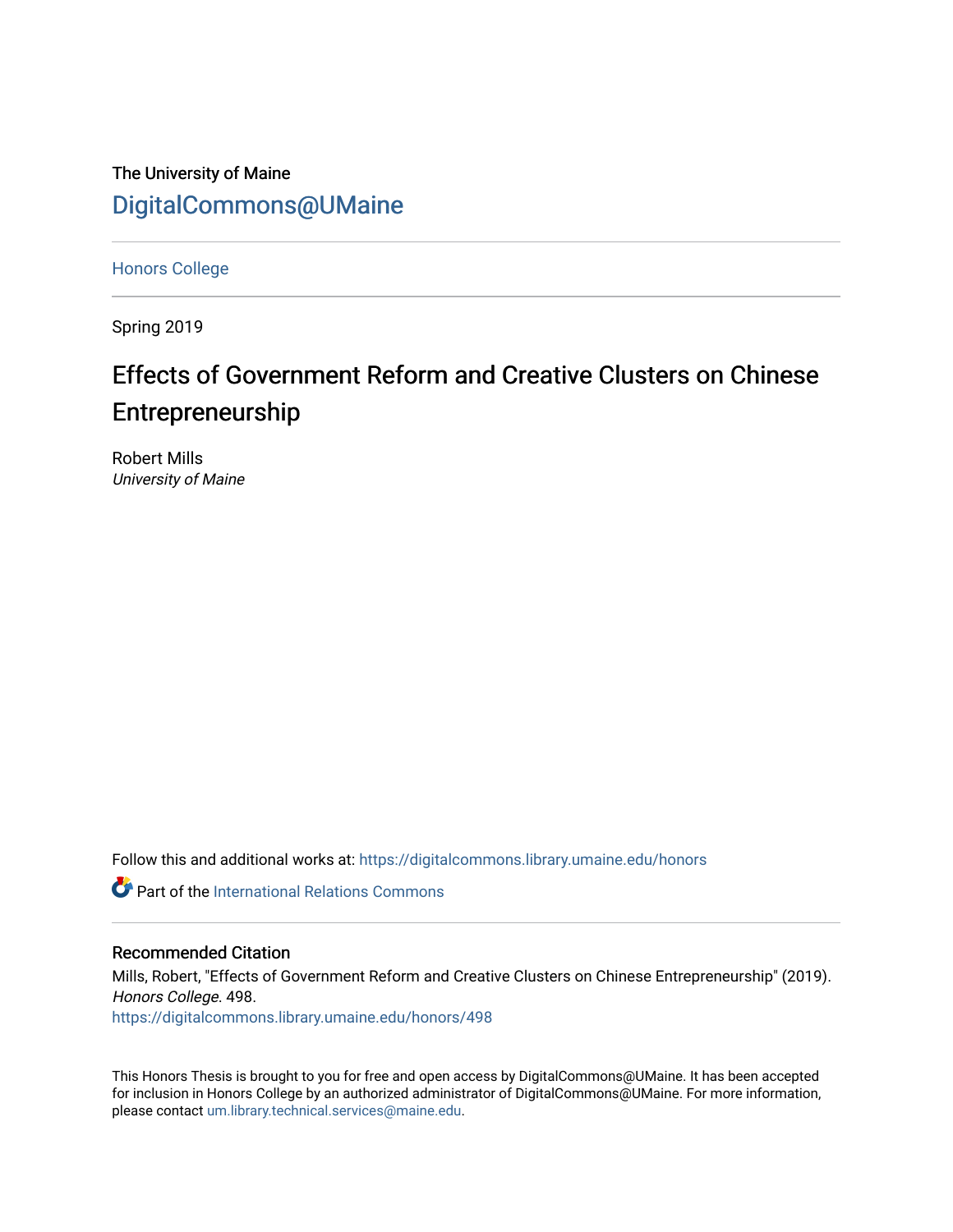The University of Maine

DigitalCommons@UMaine

Honors College

Spring 2019

# Effects of Government Reform and Creative Clusters on Chinese Entrepreneurship

Robert Mills
*University of Maine*

Follow this and additional works at: https://digitalcommons.library.umaine.edu/honors

Part of the International Relations Commons

## Recommended Citation

Mills, Robert, "Effects of Government Reform and Creative Clusters on Chinese Entrepreneurship" (2019). *Honors College*. 498.
https://digitalcommons.library.umaine.edu/honors/498

This Honors Thesis is brought to you for free and open access by DigitalCommons@UMaine. It has been accepted for inclusion in Honors College by an authorized administrator of DigitalCommons@UMaine. For more information, please contact um.library.technical.services@maine.edu.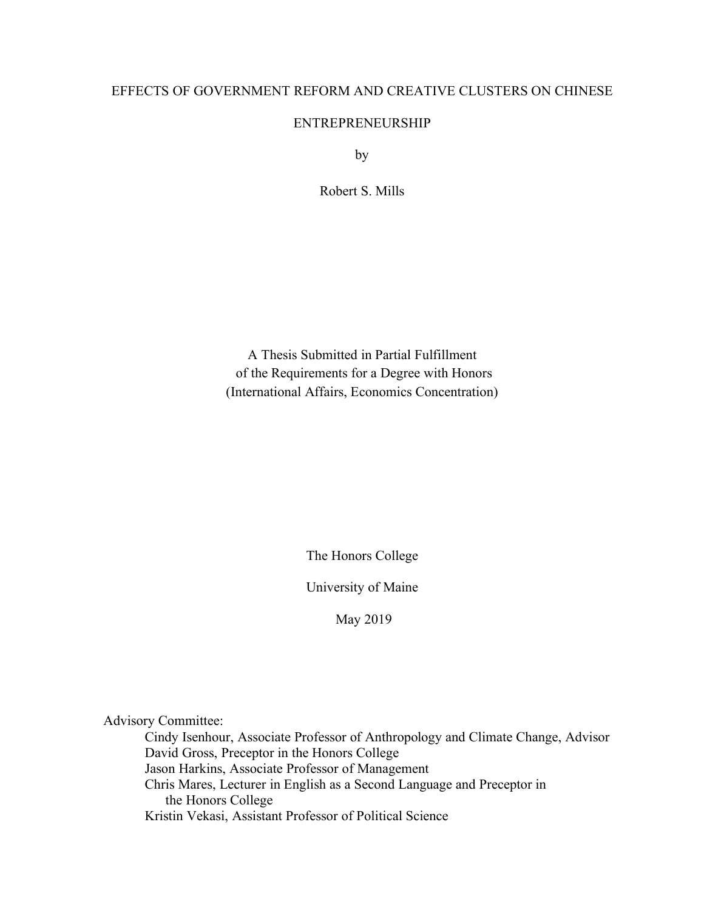# EFFECTS OF GOVERNMENT REFORM AND CREATIVE CLUSTERS ON CHINESE ENTREPRENEURSHIP

by

Robert S. Mills

A Thesis Submitted in Partial Fulfillment
of the Requirements for a Degree with Honors
(International Affairs, Economics Concentration)

The Honors College

University of Maine

May 2019

Advisory Committee:

Cindy Isenhour, Associate Professor of Anthropology and Climate Change, Advisor
David Gross, Preceptor in the Honors College
Jason Harkins, Associate Professor of Management
Chris Mares, Lecturer in English as a Second Language and Preceptor in the Honors College
Kristin Vekasi, Assistant Professor of Political Science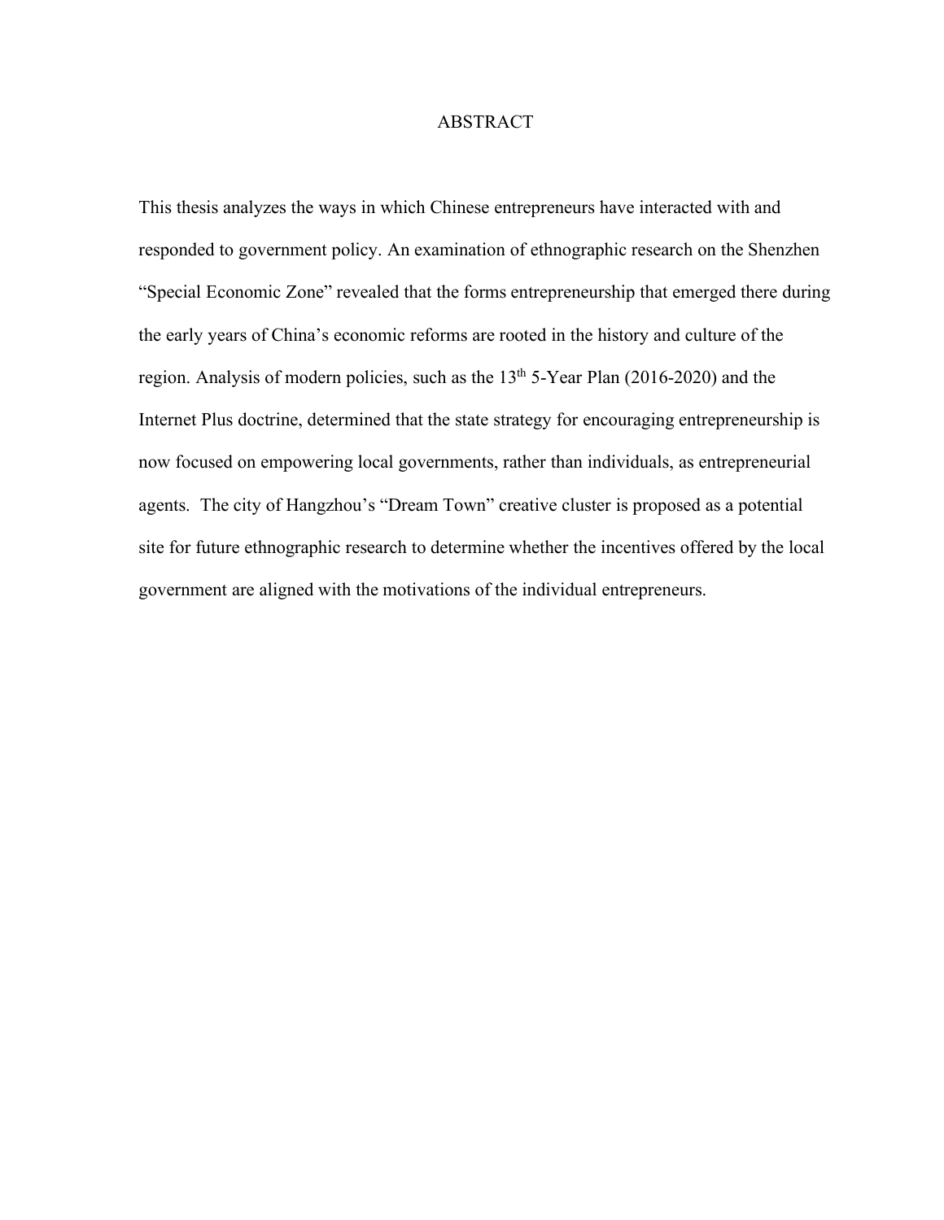# ABSTRACT

This thesis analyzes the ways in which Chinese entrepreneurs have interacted with and responded to government policy. An examination of ethnographic research on the Shenzhen "Special Economic Zone" revealed that the forms entrepreneurship that emerged there during the early years of China's economic reforms are rooted in the history and culture of the region. Analysis of modern policies, such as the 13th 5-Year Plan (2016-2020) and the Internet Plus doctrine, determined that the state strategy for encouraging entrepreneurship is now focused on empowering local governments, rather than individuals, as entrepreneurial agents. The city of Hangzhou's "Dream Town" creative cluster is proposed as a potential site for future ethnographic research to determine whether the incentives offered by the local government are aligned with the motivations of the individual entrepreneurs.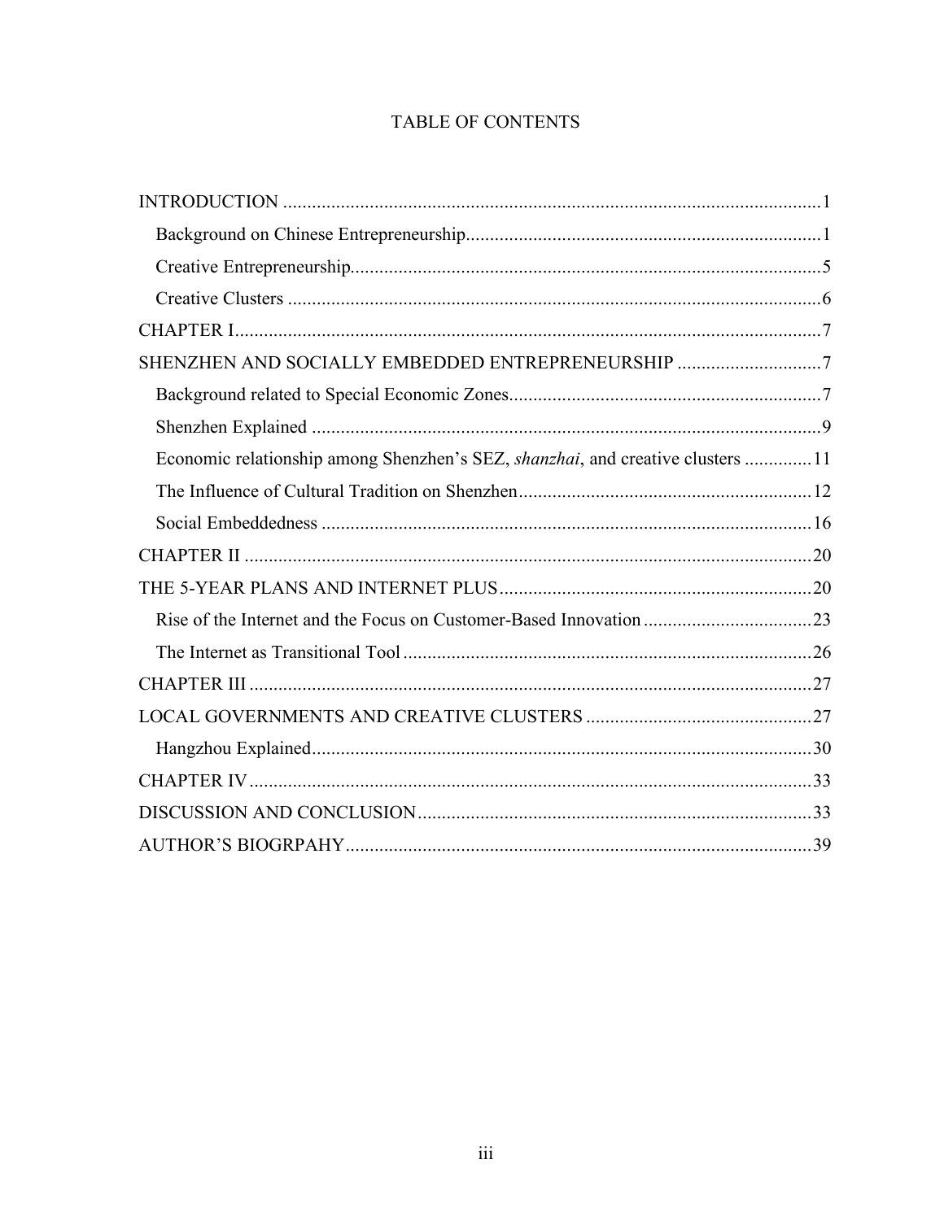# TABLE OF CONTENTS

INTRODUCTION ....... 1

- Background on Chinese Entrepreneurship ....... 1
- Creative Entrepreneurship ....... 5
- Creative Clusters ....... 6

CHAPTER I ....... 7

SHENZHEN AND SOCIALLY EMBEDDED ENTREPRENEURSHIP ....... 7

- Background related to Special Economic Zones ....... 7
- Shenzhen Explained ....... 9
- Economic relationship among Shenzhen's SEZ, *shanzhai*, and creative clusters ....... 11
- The Influence of Cultural Tradition on Shenzhen ....... 12
- Social Embeddedness ....... 16

CHAPTER II ....... 20

THE 5-YEAR PLANS AND INTERNET PLUS ....... 20

- Rise of the Internet and the Focus on Customer-Based Innovation ....... 23
- The Internet as Transitional Tool ....... 26

CHAPTER III ....... 27

LOCAL GOVERNMENTS AND CREATIVE CLUSTERS ....... 27

- Hangzhou Explained ....... 30

CHAPTER IV ....... 33

DISCUSSION AND CONCLUSION ....... 33

AUTHOR'S BIOGRPAHY ....... 39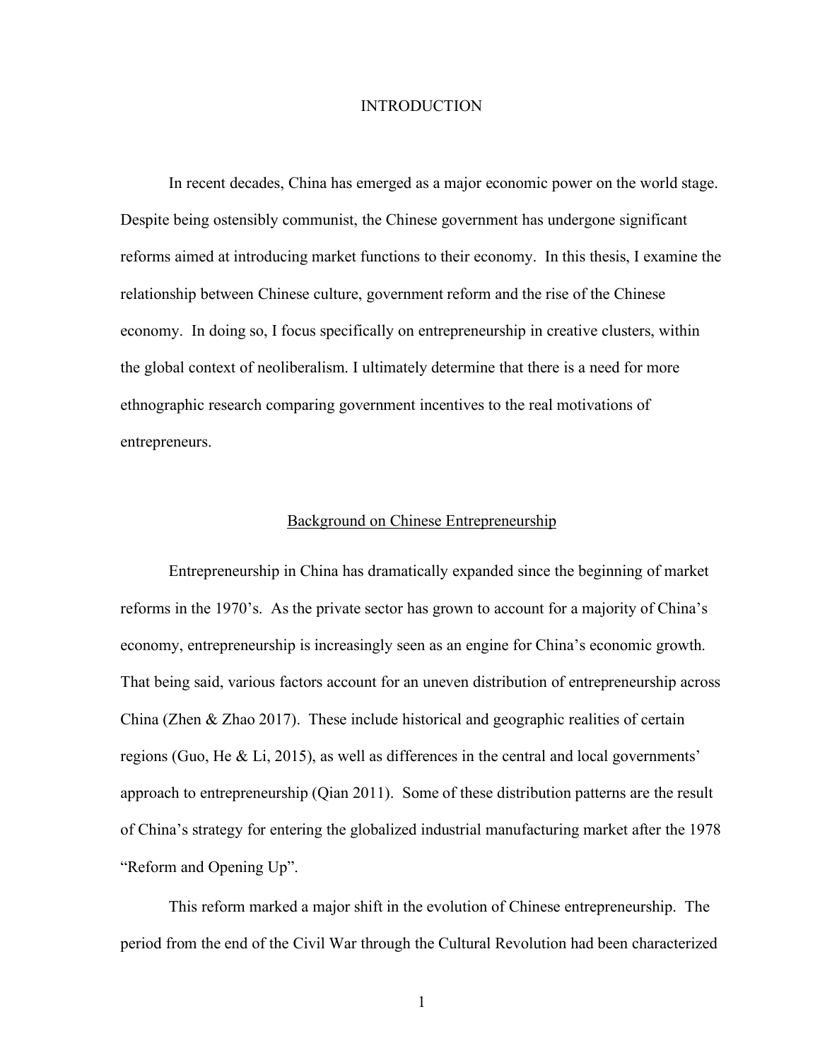# INTRODUCTION

In recent decades, China has emerged as a major economic power on the world stage. Despite being ostensibly communist, the Chinese government has undergone significant reforms aimed at introducing market functions to their economy. In this thesis, I examine the relationship between Chinese culture, government reform and the rise of the Chinese economy. In doing so, I focus specifically on entrepreneurship in creative clusters, within the global context of neoliberalism. I ultimately determine that there is a need for more ethnographic research comparing government incentives to the real motivations of entrepreneurs.

## Background on Chinese Entrepreneurship

Entrepreneurship in China has dramatically expanded since the beginning of market reforms in the 1970's. As the private sector has grown to account for a majority of China's economy, entrepreneurship is increasingly seen as an engine for China's economic growth. That being said, various factors account for an uneven distribution of entrepreneurship across China (Zhen & Zhao 2017). These include historical and geographic realities of certain regions (Guo, He & Li, 2015), as well as differences in the central and local governments' approach to entrepreneurship (Qian 2011). Some of these distribution patterns are the result of China's strategy for entering the globalized industrial manufacturing market after the 1978 "Reform and Opening Up".

This reform marked a major shift in the evolution of Chinese entrepreneurship. The period from the end of the Civil War through the Cultural Revolution had been characterized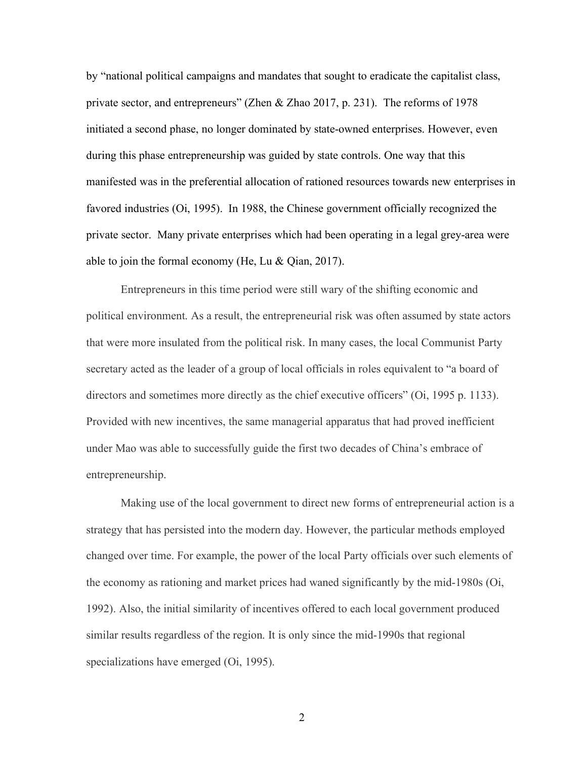by "national political campaigns and mandates that sought to eradicate the capitalist class, private sector, and entrepreneurs" (Zhen & Zhao 2017, p. 231). The reforms of 1978 initiated a second phase, no longer dominated by state-owned enterprises. However, even during this phase entrepreneurship was guided by state controls. One way that this manifested was in the preferential allocation of rationed resources towards new enterprises in favored industries (Oi, 1995). In 1988, the Chinese government officially recognized the private sector. Many private enterprises which had been operating in a legal grey-area were able to join the formal economy (He, Lu & Qian, 2017).

Entrepreneurs in this time period were still wary of the shifting economic and political environment. As a result, the entrepreneurial risk was often assumed by state actors that were more insulated from the political risk. In many cases, the local Communist Party secretary acted as the leader of a group of local officials in roles equivalent to "a board of directors and sometimes more directly as the chief executive officers" (Oi, 1995 p. 1133). Provided with new incentives, the same managerial apparatus that had proved inefficient under Mao was able to successfully guide the first two decades of China's embrace of entrepreneurship.

Making use of the local government to direct new forms of entrepreneurial action is a strategy that has persisted into the modern day. However, the particular methods employed changed over time. For example, the power of the local Party officials over such elements of the economy as rationing and market prices had waned significantly by the mid-1980s (Oi, 1992). Also, the initial similarity of incentives offered to each local government produced similar results regardless of the region. It is only since the mid-1990s that regional specializations have emerged (Oi, 1995).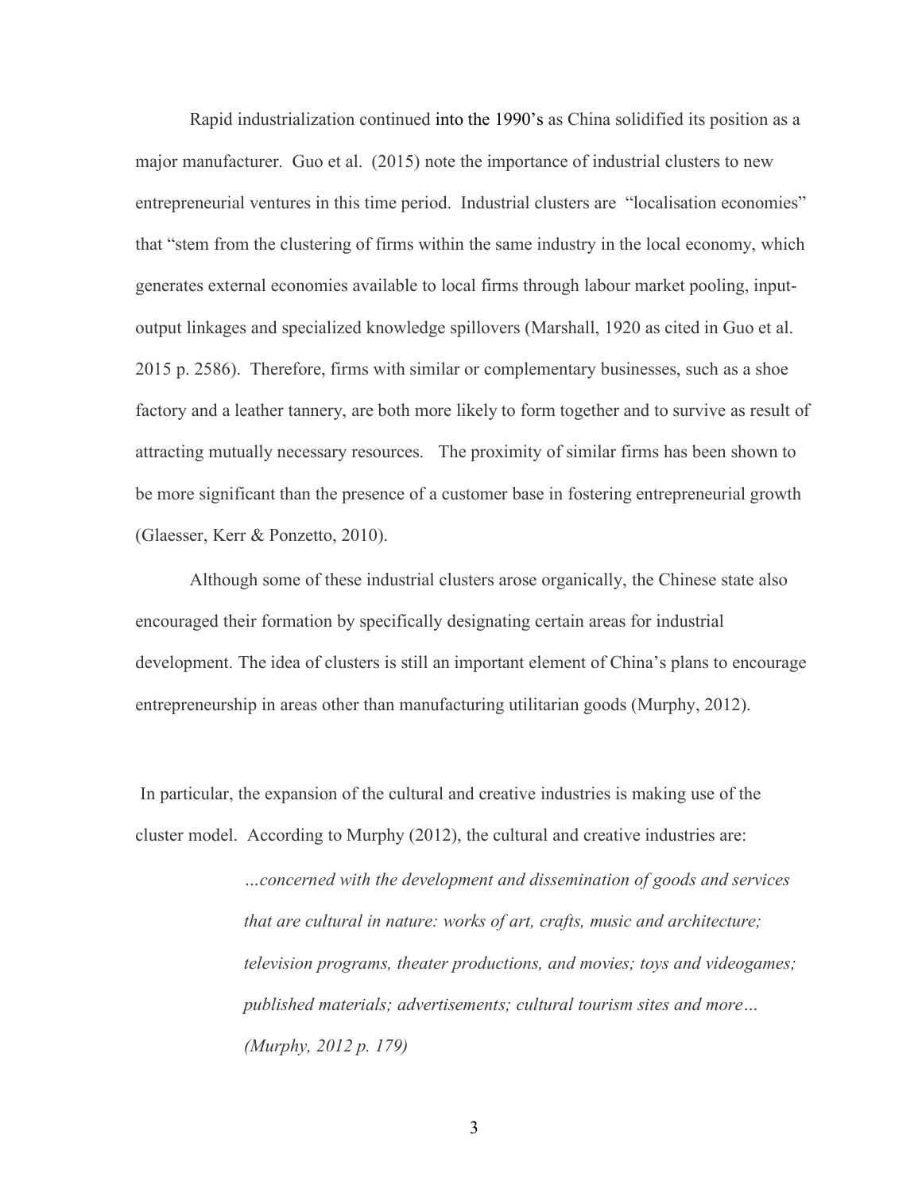Rapid industrialization continued into the 1990's as China solidified its position as a major manufacturer. Guo et al. (2015) note the importance of industrial clusters to new entrepreneurial ventures in this time period. Industrial clusters are "localisation economies" that "stem from the clustering of firms within the same industry in the local economy, which generates external economies available to local firms through labour market pooling, input-output linkages and specialized knowledge spillovers (Marshall, 1920 as cited in Guo et al. 2015 p. 2586). Therefore, firms with similar or complementary businesses, such as a shoe factory and a leather tannery, are both more likely to form together and to survive as result of attracting mutually necessary resources. The proximity of similar firms has been shown to be more significant than the presence of a customer base in fostering entrepreneurial growth (Glaesser, Kerr & Ponzetto, 2010).

Although some of these industrial clusters arose organically, the Chinese state also encouraged their formation by specifically designating certain areas for industrial development. The idea of clusters is still an important element of China's plans to encourage entrepreneurship in areas other than manufacturing utilitarian goods (Murphy, 2012).

In particular, the expansion of the cultural and creative industries is making use of the cluster model. According to Murphy (2012), the cultural and creative industries are:

> *…concerned with the development and dissemination of goods and services that are cultural in nature: works of art, crafts, music and architecture; television programs, theater productions, and movies; toys and videogames; published materials; advertisements; cultural tourism sites and more… (Murphy, 2012 p. 179)*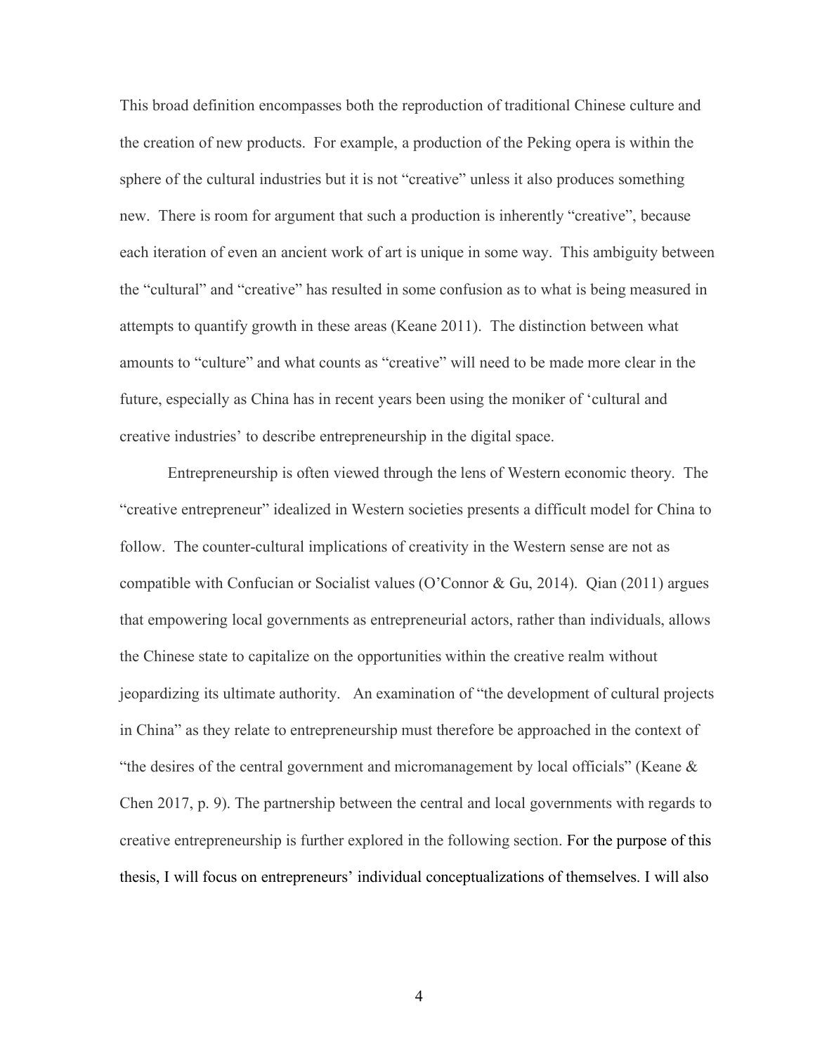This broad definition encompasses both the reproduction of traditional Chinese culture and the creation of new products. For example, a production of the Peking opera is within the sphere of the cultural industries but it is not "creative" unless it also produces something new. There is room for argument that such a production is inherently "creative", because each iteration of even an ancient work of art is unique in some way. This ambiguity between the "cultural" and "creative" has resulted in some confusion as to what is being measured in attempts to quantify growth in these areas (Keane 2011). The distinction between what amounts to "culture" and what counts as "creative" will need to be made more clear in the future, especially as China has in recent years been using the moniker of 'cultural and creative industries' to describe entrepreneurship in the digital space.

Entrepreneurship is often viewed through the lens of Western economic theory. The "creative entrepreneur" idealized in Western societies presents a difficult model for China to follow. The counter-cultural implications of creativity in the Western sense are not as compatible with Confucian or Socialist values (O'Connor & Gu, 2014). Qian (2011) argues that empowering local governments as entrepreneurial actors, rather than individuals, allows the Chinese state to capitalize on the opportunities within the creative realm without jeopardizing its ultimate authority. An examination of "the development of cultural projects in China" as they relate to entrepreneurship must therefore be approached in the context of "the desires of the central government and micromanagement by local officials" (Keane & Chen 2017, p. 9). The partnership between the central and local governments with regards to creative entrepreneurship is further explored in the following section. For the purpose of this thesis, I will focus on entrepreneurs' individual conceptualizations of themselves. I will also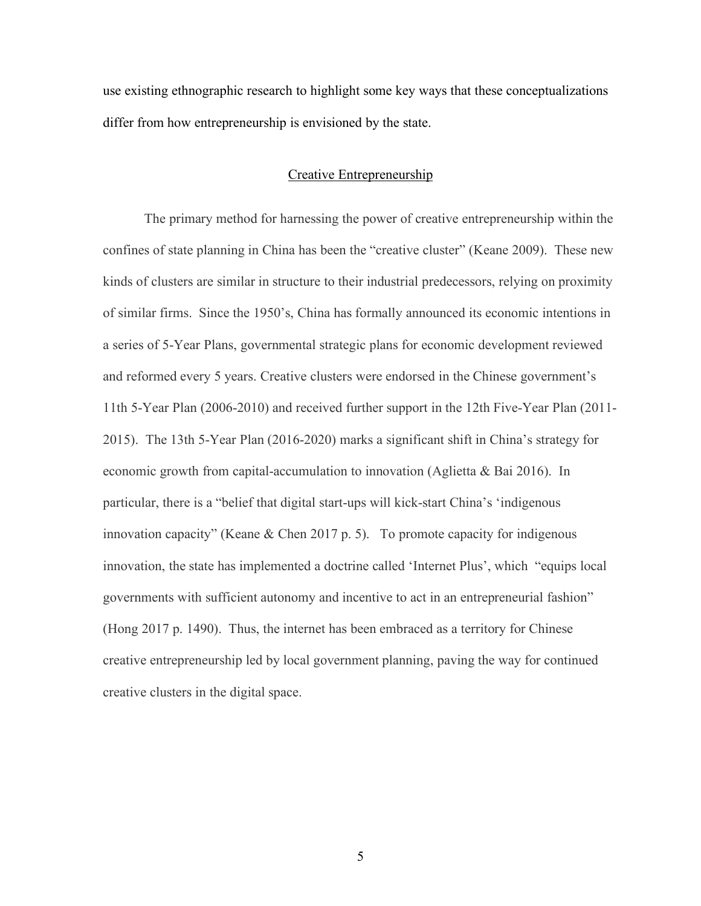use existing ethnographic research to highlight some key ways that these conceptualizations differ from how entrepreneurship is envisioned by the state.

## Creative Entrepreneurship

The primary method for harnessing the power of creative entrepreneurship within the confines of state planning in China has been the "creative cluster" (Keane 2009). These new kinds of clusters are similar in structure to their industrial predecessors, relying on proximity of similar firms. Since the 1950's, China has formally announced its economic intentions in a series of 5-Year Plans, governmental strategic plans for economic development reviewed and reformed every 5 years. Creative clusters were endorsed in the Chinese government's 11th 5-Year Plan (2006-2010) and received further support in the 12th Five-Year Plan (2011-2015). The 13th 5-Year Plan (2016-2020) marks a significant shift in China's strategy for economic growth from capital-accumulation to innovation (Aglietta & Bai 2016). In particular, there is a "belief that digital start-ups will kick-start China's 'indigenous innovation capacity" (Keane & Chen 2017 p. 5). To promote capacity for indigenous innovation, the state has implemented a doctrine called 'Internet Plus', which "equips local governments with sufficient autonomy and incentive to act in an entrepreneurial fashion" (Hong 2017 p. 1490). Thus, the internet has been embraced as a territory for Chinese creative entrepreneurship led by local government planning, paving the way for continued creative clusters in the digital space.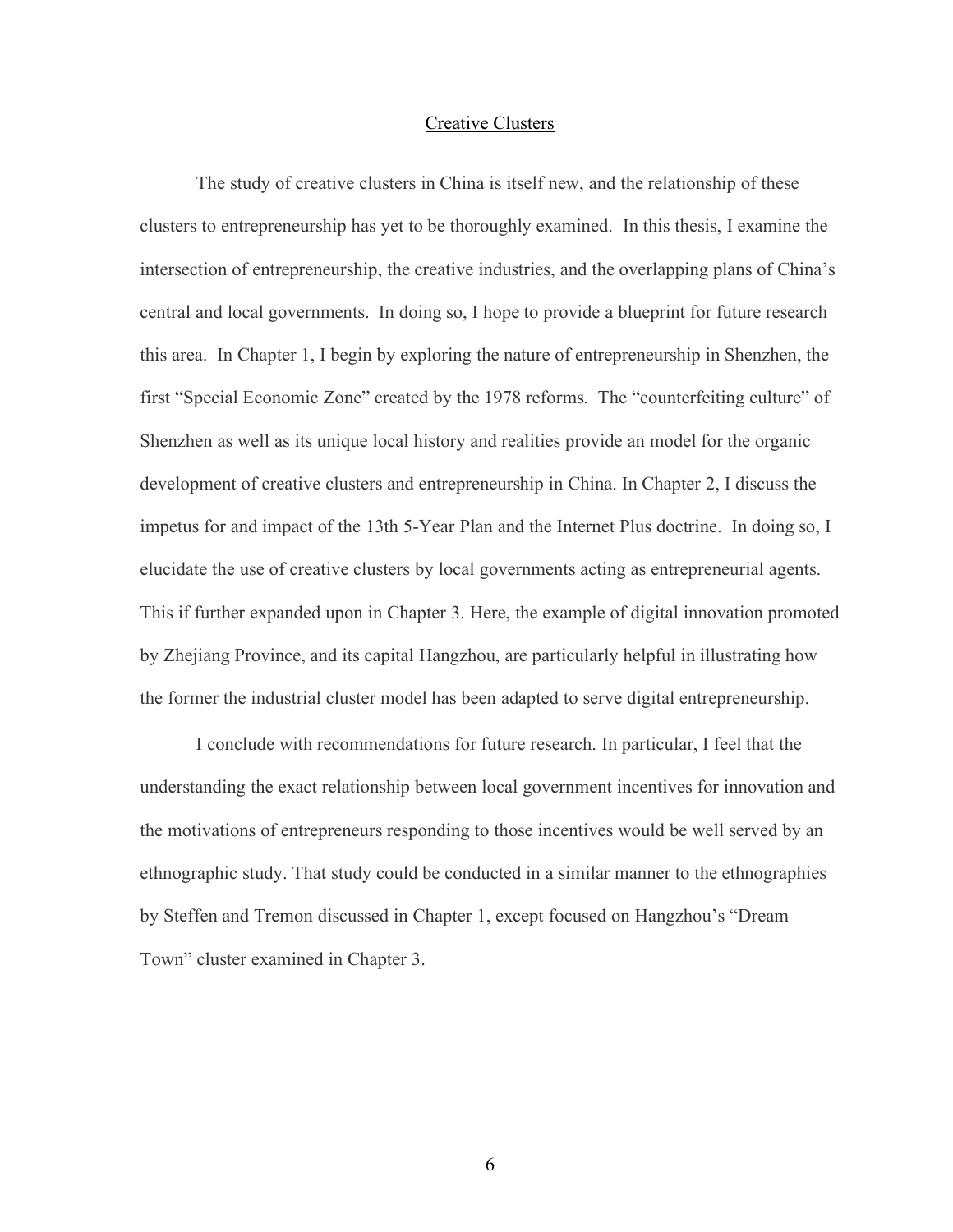## Creative Clusters

The study of creative clusters in China is itself new, and the relationship of these clusters to entrepreneurship has yet to be thoroughly examined. In this thesis, I examine the intersection of entrepreneurship, the creative industries, and the overlapping plans of China's central and local governments. In doing so, I hope to provide a blueprint for future research this area. In Chapter 1, I begin by exploring the nature of entrepreneurship in Shenzhen, the first "Special Economic Zone" created by the 1978 reforms. The "counterfeiting culture" of Shenzhen as well as its unique local history and realities provide an model for the organic development of creative clusters and entrepreneurship in China. In Chapter 2, I discuss the impetus for and impact of the 13th 5-Year Plan and the Internet Plus doctrine. In doing so, I elucidate the use of creative clusters by local governments acting as entrepreneurial agents. This if further expanded upon in Chapter 3. Here, the example of digital innovation promoted by Zhejiang Province, and its capital Hangzhou, are particularly helpful in illustrating how the former the industrial cluster model has been adapted to serve digital entrepreneurship.

I conclude with recommendations for future research. In particular, I feel that the understanding the exact relationship between local government incentives for innovation and the motivations of entrepreneurs responding to those incentives would be well served by an ethnographic study. That study could be conducted in a similar manner to the ethnographies by Steffen and Tremon discussed in Chapter 1, except focused on Hangzhou's "Dream Town" cluster examined in Chapter 3.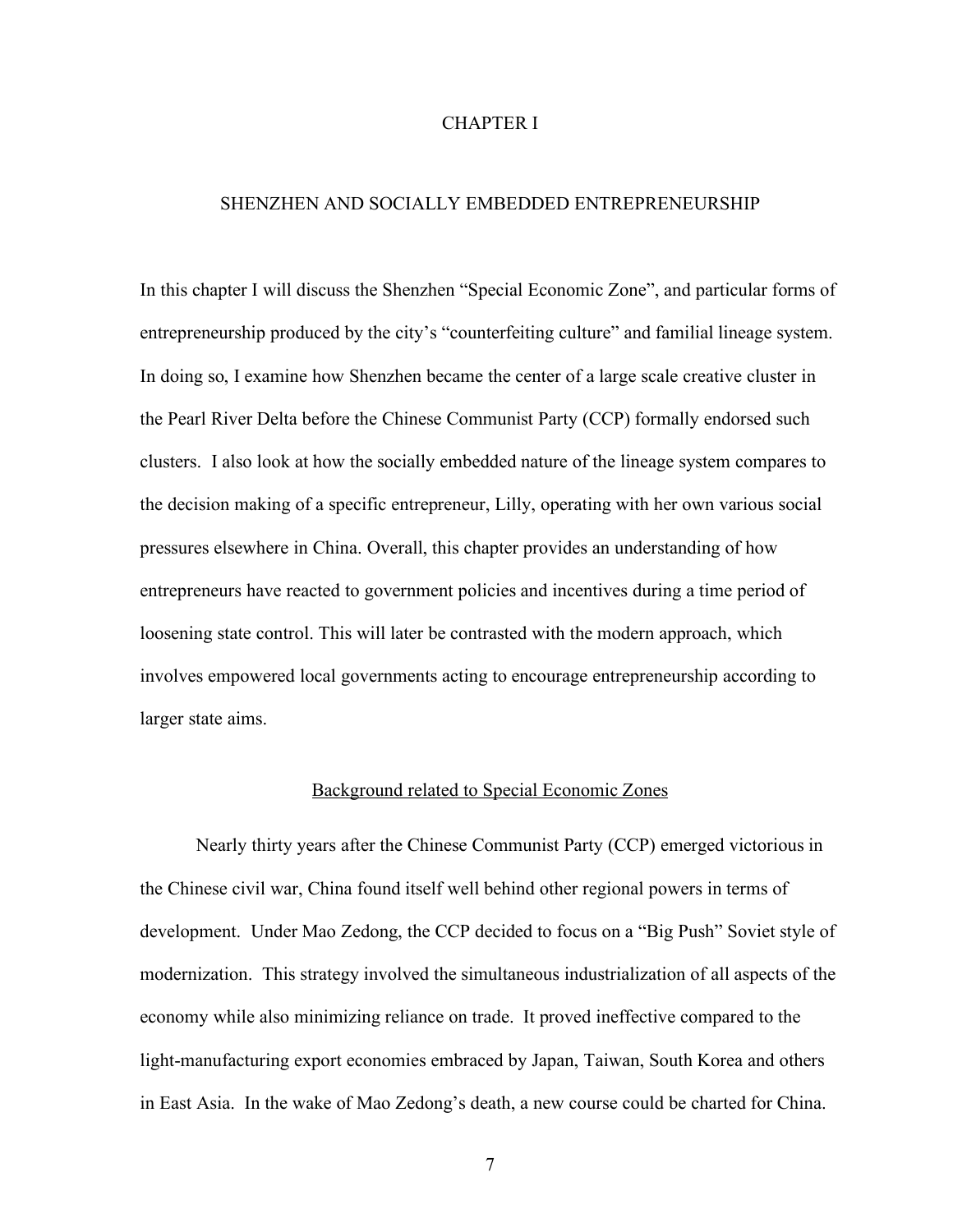# CHAPTER I

# SHENZHEN AND SOCIALLY EMBEDDED ENTREPRENEURSHIP

In this chapter I will discuss the Shenzhen "Special Economic Zone", and particular forms of entrepreneurship produced by the city's "counterfeiting culture" and familial lineage system. In doing so, I examine how Shenzhen became the center of a large scale creative cluster in the Pearl River Delta before the Chinese Communist Party (CCP) formally endorsed such clusters. I also look at how the socially embedded nature of the lineage system compares to the decision making of a specific entrepreneur, Lilly, operating with her own various social pressures elsewhere in China. Overall, this chapter provides an understanding of how entrepreneurs have reacted to government policies and incentives during a time period of loosening state control. This will later be contrasted with the modern approach, which involves empowered local governments acting to encourage entrepreneurship according to larger state aims.

## Background related to Special Economic Zones

Nearly thirty years after the Chinese Communist Party (CCP) emerged victorious in the Chinese civil war, China found itself well behind other regional powers in terms of development. Under Mao Zedong, the CCP decided to focus on a "Big Push" Soviet style of modernization. This strategy involved the simultaneous industrialization of all aspects of the economy while also minimizing reliance on trade. It proved ineffective compared to the light-manufacturing export economies embraced by Japan, Taiwan, South Korea and others in East Asia. In the wake of Mao Zedong's death, a new course could be charted for China.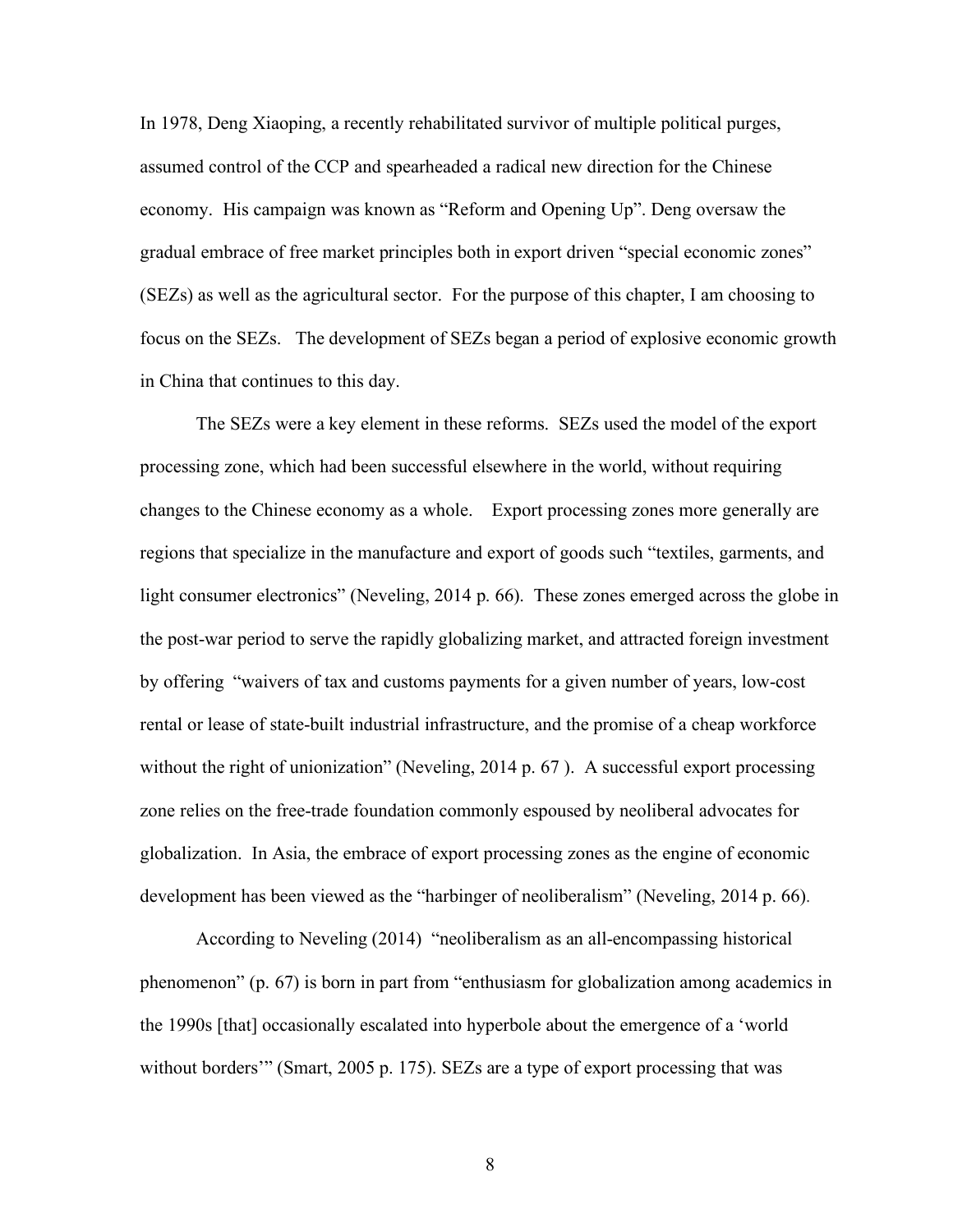In 1978, Deng Xiaoping, a recently rehabilitated survivor of multiple political purges, assumed control of the CCP and spearheaded a radical new direction for the Chinese economy. His campaign was known as "Reform and Opening Up". Deng oversaw the gradual embrace of free market principles both in export driven "special economic zones" (SEZs) as well as the agricultural sector. For the purpose of this chapter, I am choosing to focus on the SEZs. The development of SEZs began a period of explosive economic growth in China that continues to this day.

The SEZs were a key element in these reforms. SEZs used the model of the export processing zone, which had been successful elsewhere in the world, without requiring changes to the Chinese economy as a whole. Export processing zones more generally are regions that specialize in the manufacture and export of goods such "textiles, garments, and light consumer electronics" (Neveling, 2014 p. 66). These zones emerged across the globe in the post-war period to serve the rapidly globalizing market, and attracted foreign investment by offering "waivers of tax and customs payments for a given number of years, low-cost rental or lease of state-built industrial infrastructure, and the promise of a cheap workforce without the right of unionization" (Neveling, 2014 p. 67 ). A successful export processing zone relies on the free-trade foundation commonly espoused by neoliberal advocates for globalization. In Asia, the embrace of export processing zones as the engine of economic development has been viewed as the "harbinger of neoliberalism" (Neveling, 2014 p. 66).

According to Neveling (2014) "neoliberalism as an all-encompassing historical phenomenon" (p. 67) is born in part from "enthusiasm for globalization among academics in the 1990s [that] occasionally escalated into hyperbole about the emergence of a 'world without borders'" (Smart, 2005 p. 175). SEZs are a type of export processing that was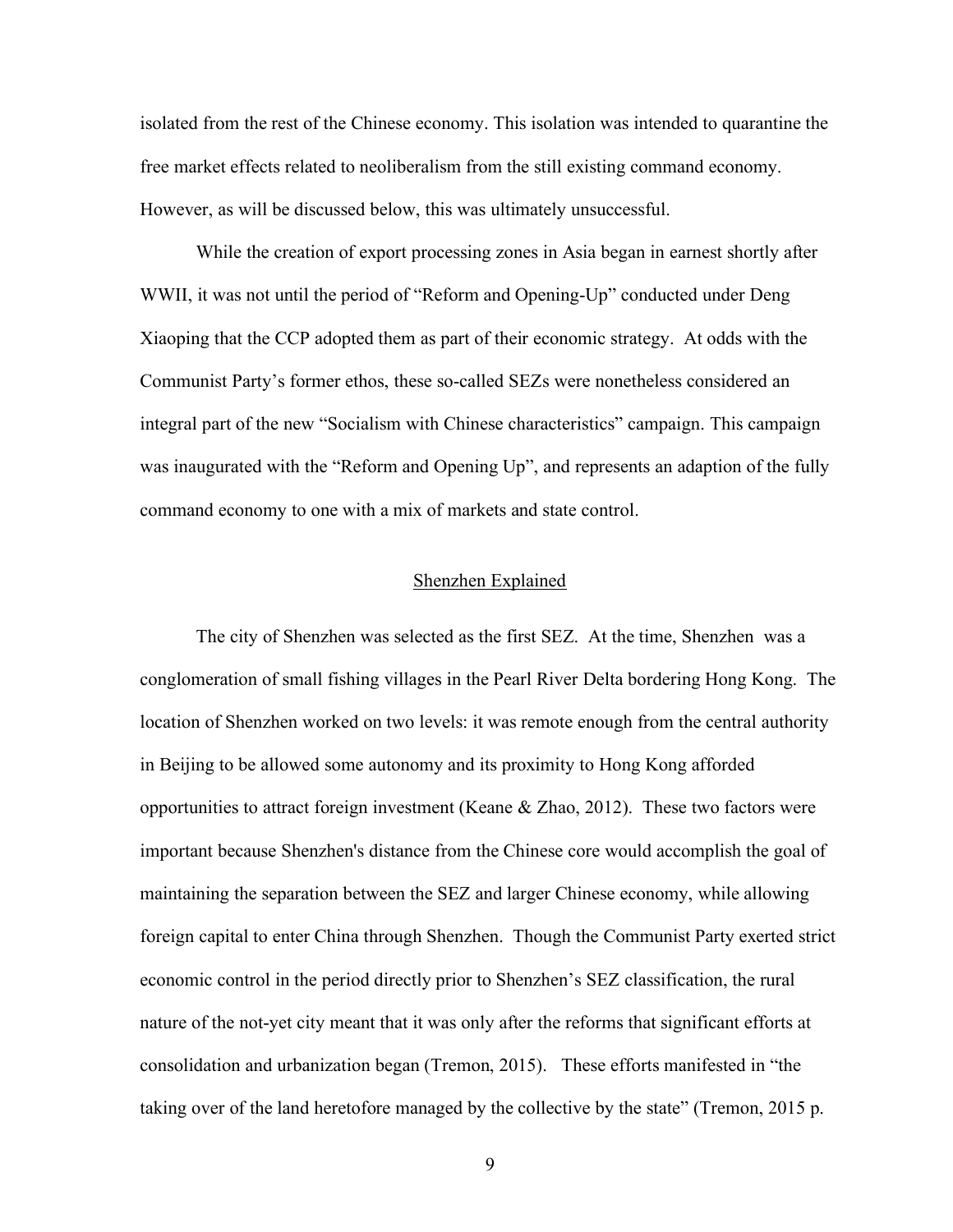isolated from the rest of the Chinese economy. This isolation was intended to quarantine the free market effects related to neoliberalism from the still existing command economy. However, as will be discussed below, this was ultimately unsuccessful.

While the creation of export processing zones in Asia began in earnest shortly after WWII, it was not until the period of "Reform and Opening-Up" conducted under Deng Xiaoping that the CCP adopted them as part of their economic strategy. At odds with the Communist Party's former ethos, these so-called SEZs were nonetheless considered an integral part of the new "Socialism with Chinese characteristics" campaign. This campaign was inaugurated with the "Reform and Opening Up", and represents an adaption of the fully command economy to one with a mix of markets and state control.

## Shenzhen Explained

The city of Shenzhen was selected as the first SEZ. At the time, Shenzhen was a conglomeration of small fishing villages in the Pearl River Delta bordering Hong Kong. The location of Shenzhen worked on two levels: it was remote enough from the central authority in Beijing to be allowed some autonomy and its proximity to Hong Kong afforded opportunities to attract foreign investment (Keane & Zhao, 2012). These two factors were important because Shenzhen's distance from the Chinese core would accomplish the goal of maintaining the separation between the SEZ and larger Chinese economy, while allowing foreign capital to enter China through Shenzhen. Though the Communist Party exerted strict economic control in the period directly prior to Shenzhen's SEZ classification, the rural nature of the not-yet city meant that it was only after the reforms that significant efforts at consolidation and urbanization began (Tremon, 2015). These efforts manifested in "the taking over of the land heretofore managed by the collective by the state" (Tremon, 2015 p.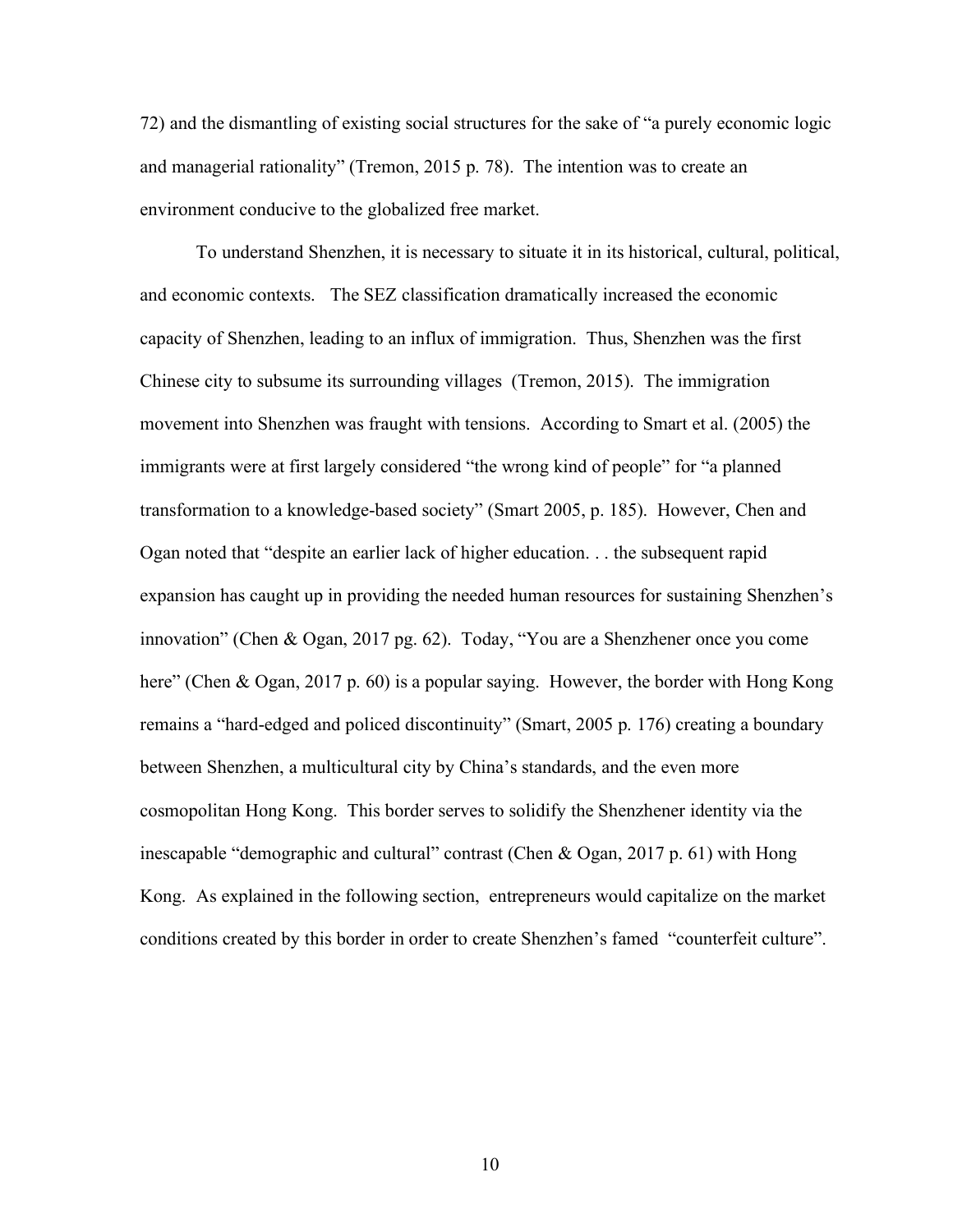72) and the dismantling of existing social structures for the sake of "a purely economic logic and managerial rationality" (Tremon, 2015 p. 78). The intention was to create an environment conducive to the globalized free market.

To understand Shenzhen, it is necessary to situate it in its historical, cultural, political, and economic contexts. The SEZ classification dramatically increased the economic capacity of Shenzhen, leading to an influx of immigration. Thus, Shenzhen was the first Chinese city to subsume its surrounding villages (Tremon, 2015). The immigration movement into Shenzhen was fraught with tensions. According to Smart et al. (2005) the immigrants were at first largely considered "the wrong kind of people" for "a planned transformation to a knowledge-based society" (Smart 2005, p. 185). However, Chen and Ogan noted that "despite an earlier lack of higher education. . . the subsequent rapid expansion has caught up in providing the needed human resources for sustaining Shenzhen's innovation" (Chen & Ogan, 2017 pg. 62). Today, "You are a Shenzhener once you come here" (Chen & Ogan, 2017 p. 60) is a popular saying. However, the border with Hong Kong remains a "hard-edged and policed discontinuity" (Smart, 2005 p. 176) creating a boundary between Shenzhen, a multicultural city by China's standards, and the even more cosmopolitan Hong Kong. This border serves to solidify the Shenzhener identity via the inescapable "demographic and cultural" contrast (Chen & Ogan, 2017 p. 61) with Hong Kong. As explained in the following section, entrepreneurs would capitalize on the market conditions created by this border in order to create Shenzhen's famed "counterfeit culture".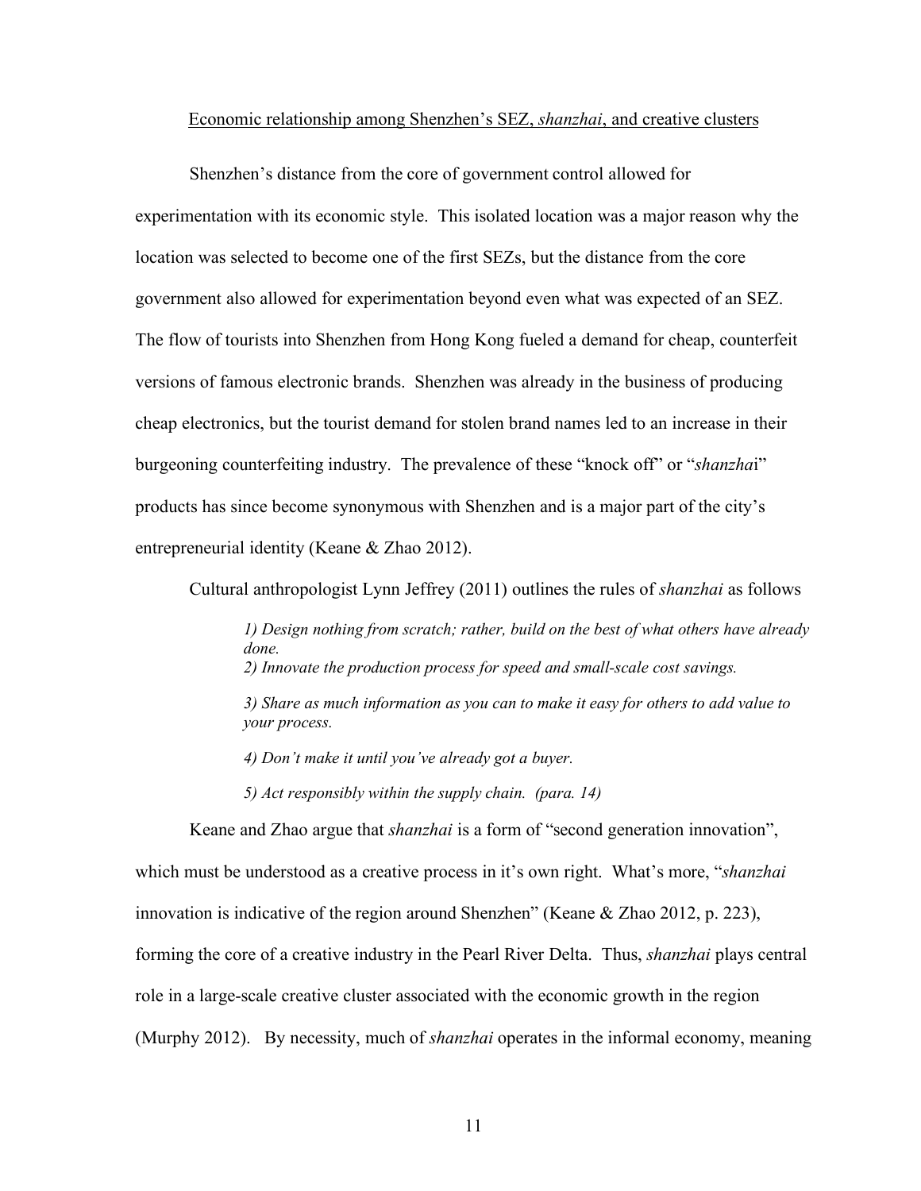## Economic relationship among Shenzhen's SEZ, *shanzhai*, and creative clusters

Shenzhen's distance from the core of government control allowed for experimentation with its economic style. This isolated location was a major reason why the location was selected to become one of the first SEZs, but the distance from the core government also allowed for experimentation beyond even what was expected of an SEZ. The flow of tourists into Shenzhen from Hong Kong fueled a demand for cheap, counterfeit versions of famous electronic brands. Shenzhen was already in the business of producing cheap electronics, but the tourist demand for stolen brand names led to an increase in their burgeoning counterfeiting industry. The prevalence of these "knock off" or "*shanzhai*" products has since become synonymous with Shenzhen and is a major part of the city's entrepreneurial identity (Keane & Zhao 2012).

Cultural anthropologist Lynn Jeffrey (2011) outlines the rules of *shanzhai* as follows

> *1) Design nothing from scratch; rather, build on the best of what others have already done.*
> *2) Innovate the production process for speed and small-scale cost savings.*
>
> *3) Share as much information as you can to make it easy for others to add value to your process.*
>
> *4) Don't make it until you've already got a buyer.*
>
> *5) Act responsibly within the supply chain. (para. 14)*

Keane and Zhao argue that *shanzhai* is a form of "second generation innovation", which must be understood as a creative process in it's own right. What's more, "*shanzhai* innovation is indicative of the region around Shenzhen" (Keane & Zhao 2012, p. 223), forming the core of a creative industry in the Pearl River Delta. Thus, *shanzhai* plays central role in a large-scale creative cluster associated with the economic growth in the region (Murphy 2012). By necessity, much of *shanzhai* operates in the informal economy, meaning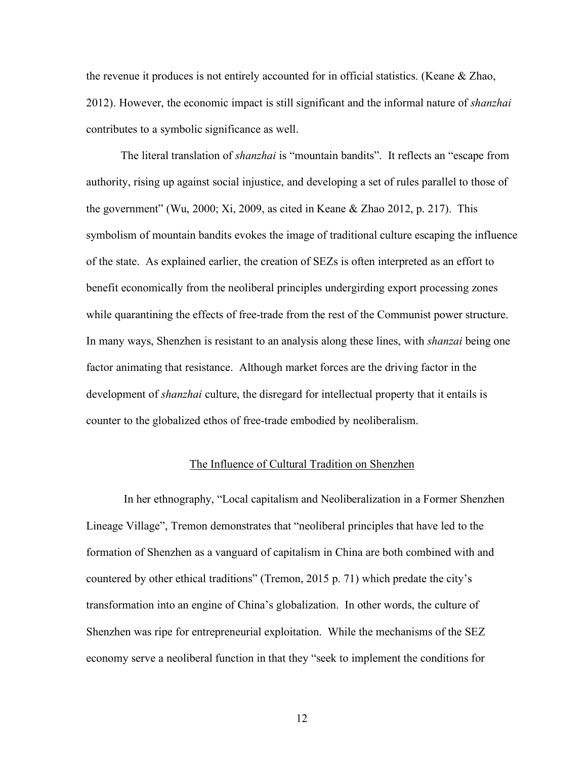the revenue it produces is not entirely accounted for in official statistics. (Keane & Zhao, 2012). However, the economic impact is still significant and the informal nature of *shanzhai* contributes to a symbolic significance as well.

The literal translation of *shanzhai* is "mountain bandits". It reflects an "escape from authority, rising up against social injustice, and developing a set of rules parallel to those of the government" (Wu, 2000; Xi, 2009, as cited in Keane & Zhao 2012, p. 217). This symbolism of mountain bandits evokes the image of traditional culture escaping the influence of the state. As explained earlier, the creation of SEZs is often interpreted as an effort to benefit economically from the neoliberal principles undergirding export processing zones while quarantining the effects of free-trade from the rest of the Communist power structure. In many ways, Shenzhen is resistant to an analysis along these lines, with *shanzai* being one factor animating that resistance. Although market forces are the driving factor in the development of *shanzhai* culture, the disregard for intellectual property that it entails is counter to the globalized ethos of free-trade embodied by neoliberalism.

## The Influence of Cultural Tradition on Shenzhen

In her ethnography, "Local capitalism and Neoliberalization in a Former Shenzhen Lineage Village", Tremon demonstrates that "neoliberal principles that have led to the formation of Shenzhen as a vanguard of capitalism in China are both combined with and countered by other ethical traditions" (Tremon, 2015 p. 71) which predate the city's transformation into an engine of China's globalization. In other words, the culture of Shenzhen was ripe for entrepreneurial exploitation. While the mechanisms of the SEZ economy serve a neoliberal function in that they "seek to implement the conditions for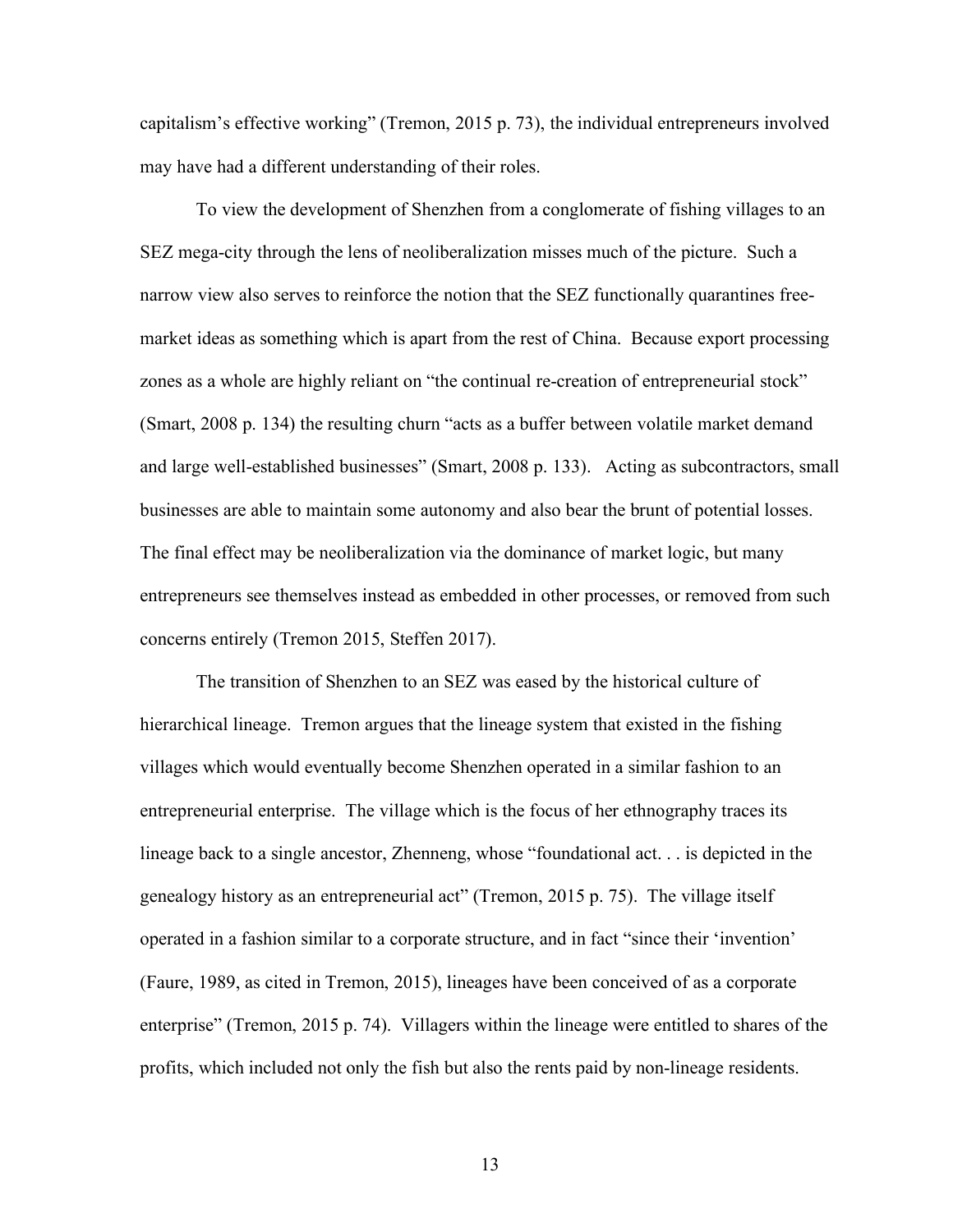capitalism's effective working" (Tremon, 2015 p. 73), the individual entrepreneurs involved may have had a different understanding of their roles.

To view the development of Shenzhen from a conglomerate of fishing villages to an SEZ mega-city through the lens of neoliberalization misses much of the picture. Such a narrow view also serves to reinforce the notion that the SEZ functionally quarantines free-market ideas as something which is apart from the rest of China. Because export processing zones as a whole are highly reliant on "the continual re-creation of entrepreneurial stock" (Smart, 2008 p. 134) the resulting churn "acts as a buffer between volatile market demand and large well-established businesses" (Smart, 2008 p. 133). Acting as subcontractors, small businesses are able to maintain some autonomy and also bear the brunt of potential losses. The final effect may be neoliberalization via the dominance of market logic, but many entrepreneurs see themselves instead as embedded in other processes, or removed from such concerns entirely (Tremon 2015, Steffen 2017).

The transition of Shenzhen to an SEZ was eased by the historical culture of hierarchical lineage. Tremon argues that the lineage system that existed in the fishing villages which would eventually become Shenzhen operated in a similar fashion to an entrepreneurial enterprise. The village which is the focus of her ethnography traces its lineage back to a single ancestor, Zhenneng, whose "foundational act. . . is depicted in the genealogy history as an entrepreneurial act" (Tremon, 2015 p. 75). The village itself operated in a fashion similar to a corporate structure, and in fact "since their 'invention' (Faure, 1989, as cited in Tremon, 2015), lineages have been conceived of as a corporate enterprise" (Tremon, 2015 p. 74). Villagers within the lineage were entitled to shares of the profits, which included not only the fish but also the rents paid by non-lineage residents.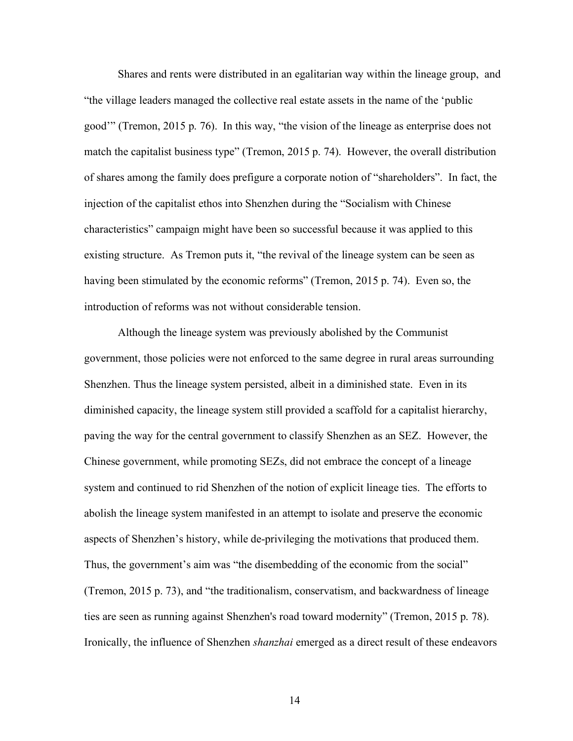Shares and rents were distributed in an egalitarian way within the lineage group, and "the village leaders managed the collective real estate assets in the name of the 'public good'" (Tremon, 2015 p. 76). In this way, "the vision of the lineage as enterprise does not match the capitalist business type" (Tremon, 2015 p. 74). However, the overall distribution of shares among the family does prefigure a corporate notion of "shareholders". In fact, the injection of the capitalist ethos into Shenzhen during the "Socialism with Chinese characteristics" campaign might have been so successful because it was applied to this existing structure. As Tremon puts it, "the revival of the lineage system can be seen as having been stimulated by the economic reforms" (Tremon, 2015 p. 74). Even so, the introduction of reforms was not without considerable tension.

Although the lineage system was previously abolished by the Communist government, those policies were not enforced to the same degree in rural areas surrounding Shenzhen. Thus the lineage system persisted, albeit in a diminished state. Even in its diminished capacity, the lineage system still provided a scaffold for a capitalist hierarchy, paving the way for the central government to classify Shenzhen as an SEZ. However, the Chinese government, while promoting SEZs, did not embrace the concept of a lineage system and continued to rid Shenzhen of the notion of explicit lineage ties. The efforts to abolish the lineage system manifested in an attempt to isolate and preserve the economic aspects of Shenzhen's history, while de-privileging the motivations that produced them. Thus, the government's aim was "the disembedding of the economic from the social" (Tremon, 2015 p. 73), and "the traditionalism, conservatism, and backwardness of lineage ties are seen as running against Shenzhen's road toward modernity" (Tremon, 2015 p. 78). Ironically, the influence of Shenzhen *shanzhai* emerged as a direct result of these endeavors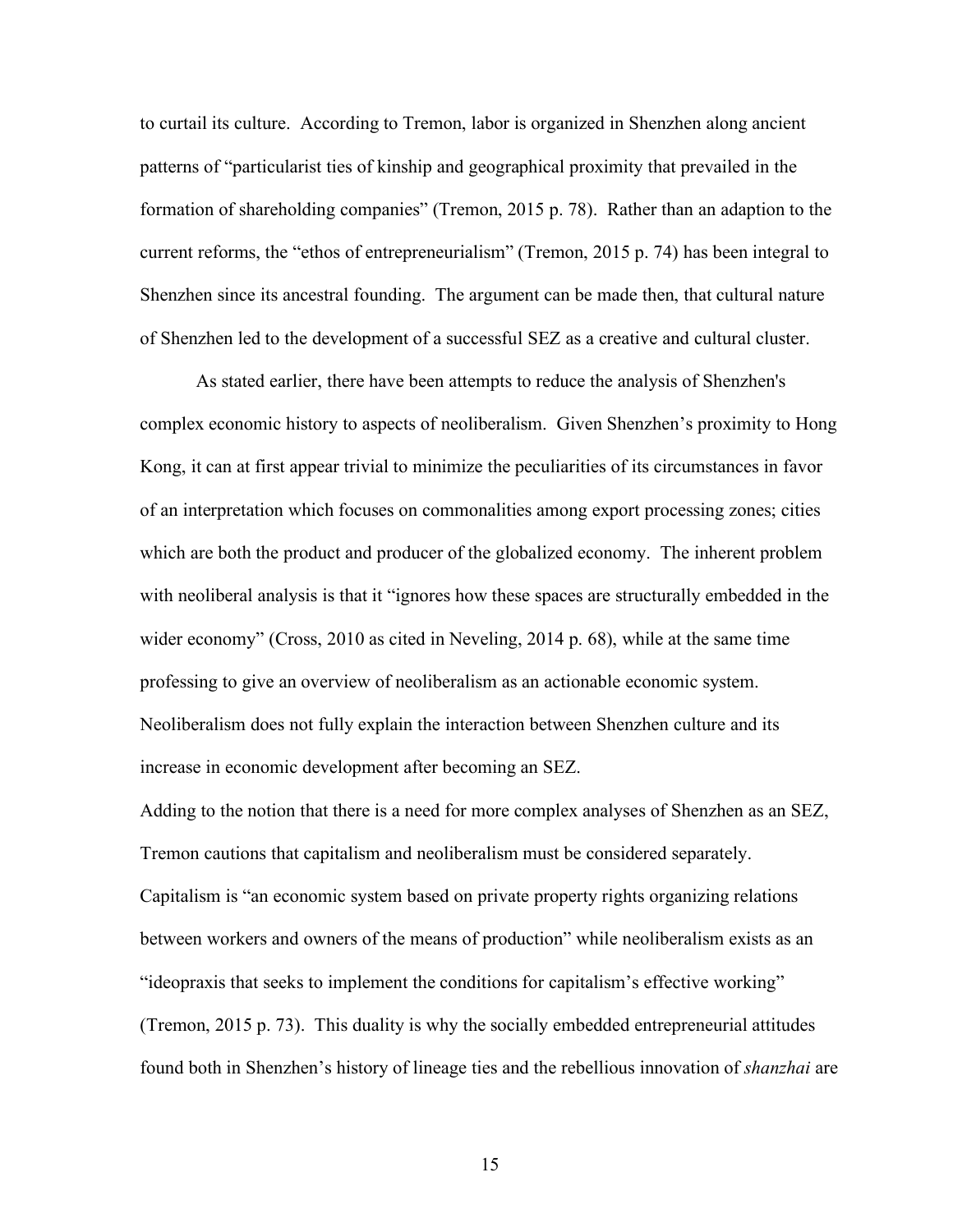to curtail its culture. According to Tremon, labor is organized in Shenzhen along ancient patterns of "particularist ties of kinship and geographical proximity that prevailed in the formation of shareholding companies" (Tremon, 2015 p. 78). Rather than an adaption to the current reforms, the "ethos of entrepreneurialism" (Tremon, 2015 p. 74) has been integral to Shenzhen since its ancestral founding. The argument can be made then, that cultural nature of Shenzhen led to the development of a successful SEZ as a creative and cultural cluster.

As stated earlier, there have been attempts to reduce the analysis of Shenzhen's complex economic history to aspects of neoliberalism. Given Shenzhen's proximity to Hong Kong, it can at first appear trivial to minimize the peculiarities of its circumstances in favor of an interpretation which focuses on commonalities among export processing zones; cities which are both the product and producer of the globalized economy. The inherent problem with neoliberal analysis is that it "ignores how these spaces are structurally embedded in the wider economy" (Cross, 2010 as cited in Neveling, 2014 p. 68), while at the same time professing to give an overview of neoliberalism as an actionable economic system. Neoliberalism does not fully explain the interaction between Shenzhen culture and its increase in economic development after becoming an SEZ.

Adding to the notion that there is a need for more complex analyses of Shenzhen as an SEZ, Tremon cautions that capitalism and neoliberalism must be considered separately. Capitalism is "an economic system based on private property rights organizing relations between workers and owners of the means of production" while neoliberalism exists as an "ideopraxis that seeks to implement the conditions for capitalism's effective working" (Tremon, 2015 p. 73). This duality is why the socially embedded entrepreneurial attitudes found both in Shenzhen's history of lineage ties and the rebellious innovation of *shanzhai* are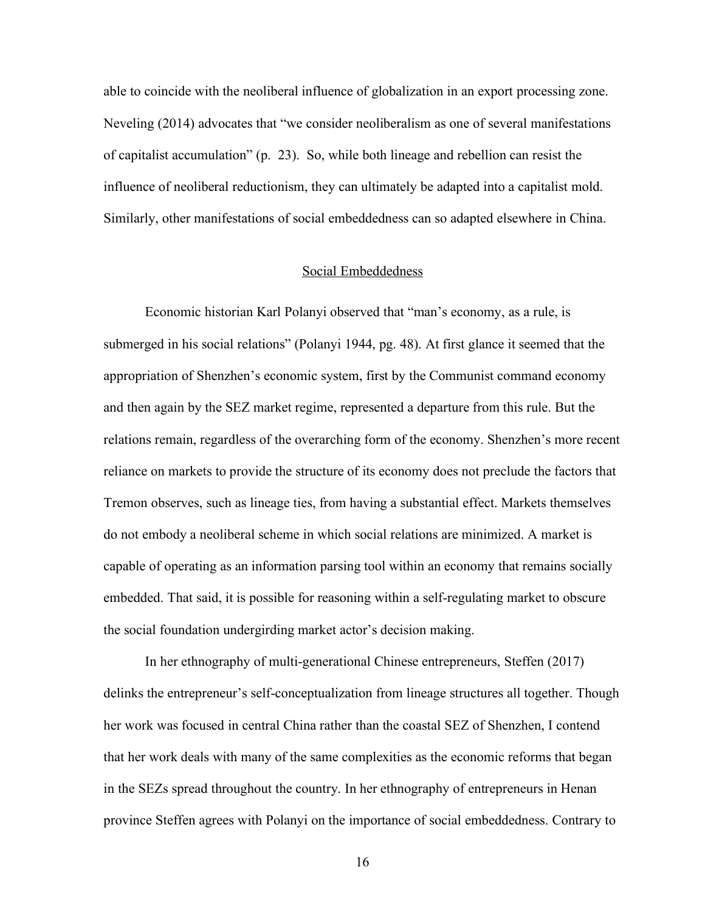able to coincide with the neoliberal influence of globalization in an export processing zone. Neveling (2014) advocates that "we consider neoliberalism as one of several manifestations of capitalist accumulation" (p. 23). So, while both lineage and rebellion can resist the influence of neoliberal reductionism, they can ultimately be adapted into a capitalist mold. Similarly, other manifestations of social embeddedness can so adapted elsewhere in China.

## Social Embeddedness

Economic historian Karl Polanyi observed that "man's economy, as a rule, is submerged in his social relations" (Polanyi 1944, pg. 48). At first glance it seemed that the appropriation of Shenzhen's economic system, first by the Communist command economy and then again by the SEZ market regime, represented a departure from this rule. But the relations remain, regardless of the overarching form of the economy. Shenzhen's more recent reliance on markets to provide the structure of its economy does not preclude the factors that Tremon observes, such as lineage ties, from having a substantial effect. Markets themselves do not embody a neoliberal scheme in which social relations are minimized. A market is capable of operating as an information parsing tool within an economy that remains socially embedded. That said, it is possible for reasoning within a self-regulating market to obscure the social foundation undergirding market actor's decision making.

In her ethnography of multi-generational Chinese entrepreneurs, Steffen (2017) delinks the entrepreneur's self-conceptualization from lineage structures all together. Though her work was focused in central China rather than the coastal SEZ of Shenzhen, I contend that her work deals with many of the same complexities as the economic reforms that began in the SEZs spread throughout the country. In her ethnography of entrepreneurs in Henan province Steffen agrees with Polanyi on the importance of social embeddedness. Contrary to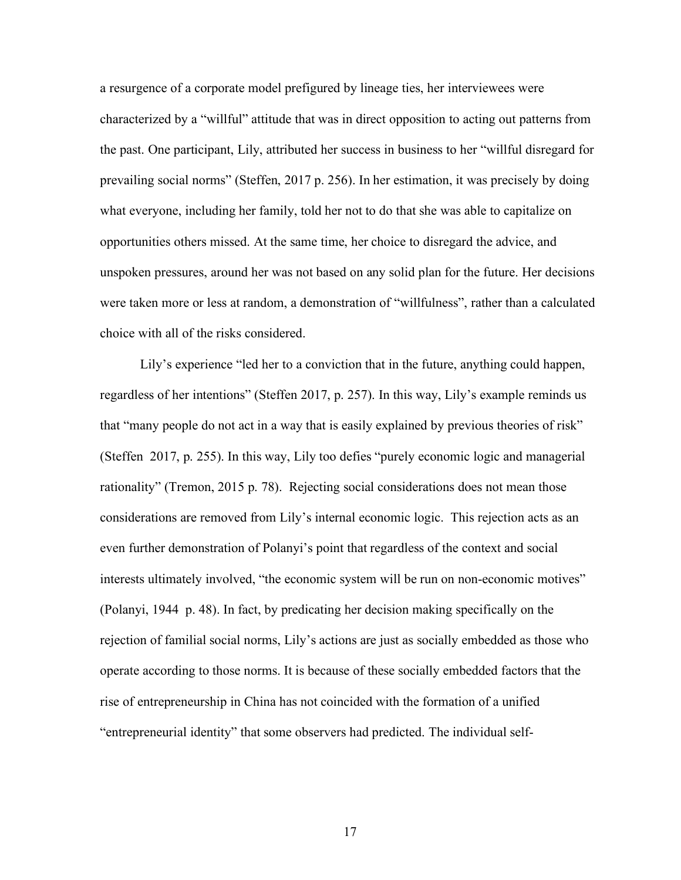a resurgence of a corporate model prefigured by lineage ties, her interviewees were characterized by a "willful" attitude that was in direct opposition to acting out patterns from the past. One participant, Lily, attributed her success in business to her "willful disregard for prevailing social norms" (Steffen, 2017 p. 256). In her estimation, it was precisely by doing what everyone, including her family, told her not to do that she was able to capitalize on opportunities others missed. At the same time, her choice to disregard the advice, and unspoken pressures, around her was not based on any solid plan for the future. Her decisions were taken more or less at random, a demonstration of "willfulness", rather than a calculated choice with all of the risks considered.

Lily's experience "led her to a conviction that in the future, anything could happen, regardless of her intentions" (Steffen 2017, p. 257). In this way, Lily's example reminds us that "many people do not act in a way that is easily explained by previous theories of risk" (Steffen 2017, p. 255). In this way, Lily too defies "purely economic logic and managerial rationality" (Tremon, 2015 p. 78). Rejecting social considerations does not mean those considerations are removed from Lily's internal economic logic. This rejection acts as an even further demonstration of Polanyi's point that regardless of the context and social interests ultimately involved, "the economic system will be run on non-economic motives" (Polanyi, 1944 p. 48). In fact, by predicating her decision making specifically on the rejection of familial social norms, Lily's actions are just as socially embedded as those who operate according to those norms. It is because of these socially embedded factors that the rise of entrepreneurship in China has not coincided with the formation of a unified "entrepreneurial identity" that some observers had predicted. The individual self-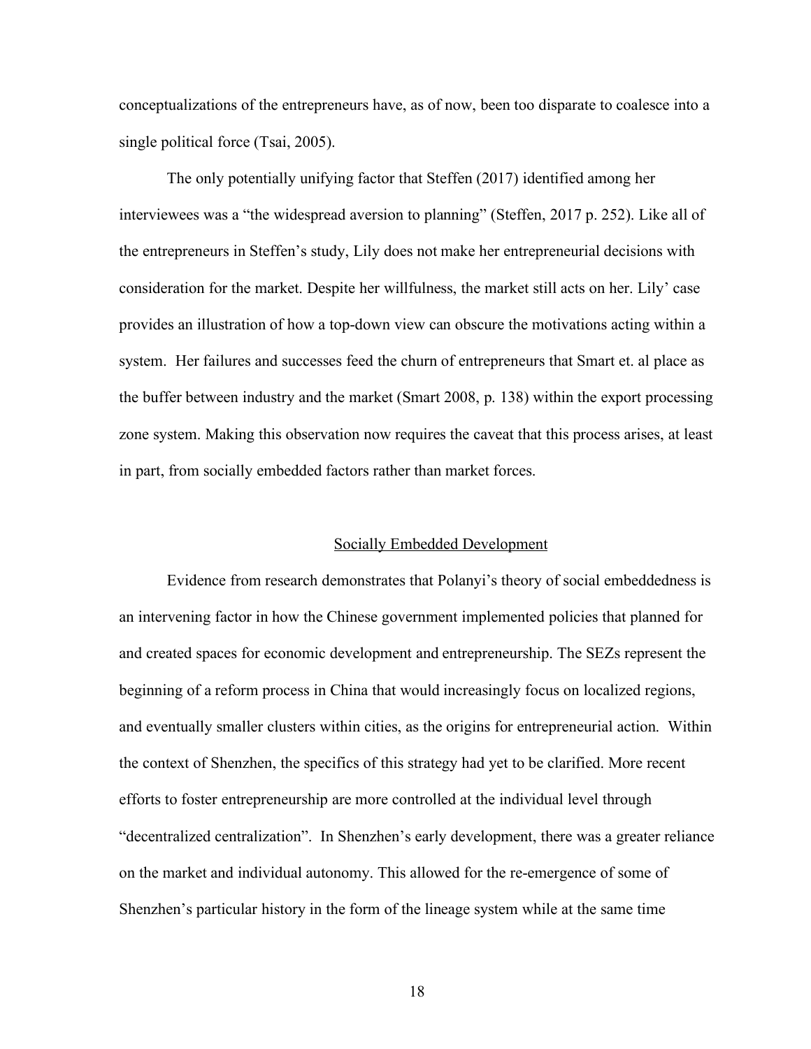conceptualizations of the entrepreneurs have, as of now, been too disparate to coalesce into a single political force (Tsai, 2005).

The only potentially unifying factor that Steffen (2017) identified among her interviewees was a "the widespread aversion to planning" (Steffen, 2017 p. 252). Like all of the entrepreneurs in Steffen's study, Lily does not make her entrepreneurial decisions with consideration for the market. Despite her willfulness, the market still acts on her. Lily' case provides an illustration of how a top-down view can obscure the motivations acting within a system. Her failures and successes feed the churn of entrepreneurs that Smart et. al place as the buffer between industry and the market (Smart 2008, p. 138) within the export processing zone system. Making this observation now requires the caveat that this process arises, at least in part, from socially embedded factors rather than market forces.

## Socially Embedded Development

Evidence from research demonstrates that Polanyi's theory of social embeddedness is an intervening factor in how the Chinese government implemented policies that planned for and created spaces for economic development and entrepreneurship. The SEZs represent the beginning of a reform process in China that would increasingly focus on localized regions, and eventually smaller clusters within cities, as the origins for entrepreneurial action. Within the context of Shenzhen, the specifics of this strategy had yet to be clarified. More recent efforts to foster entrepreneurship are more controlled at the individual level through "decentralized centralization". In Shenzhen's early development, there was a greater reliance on the market and individual autonomy. This allowed for the re-emergence of some of Shenzhen's particular history in the form of the lineage system while at the same time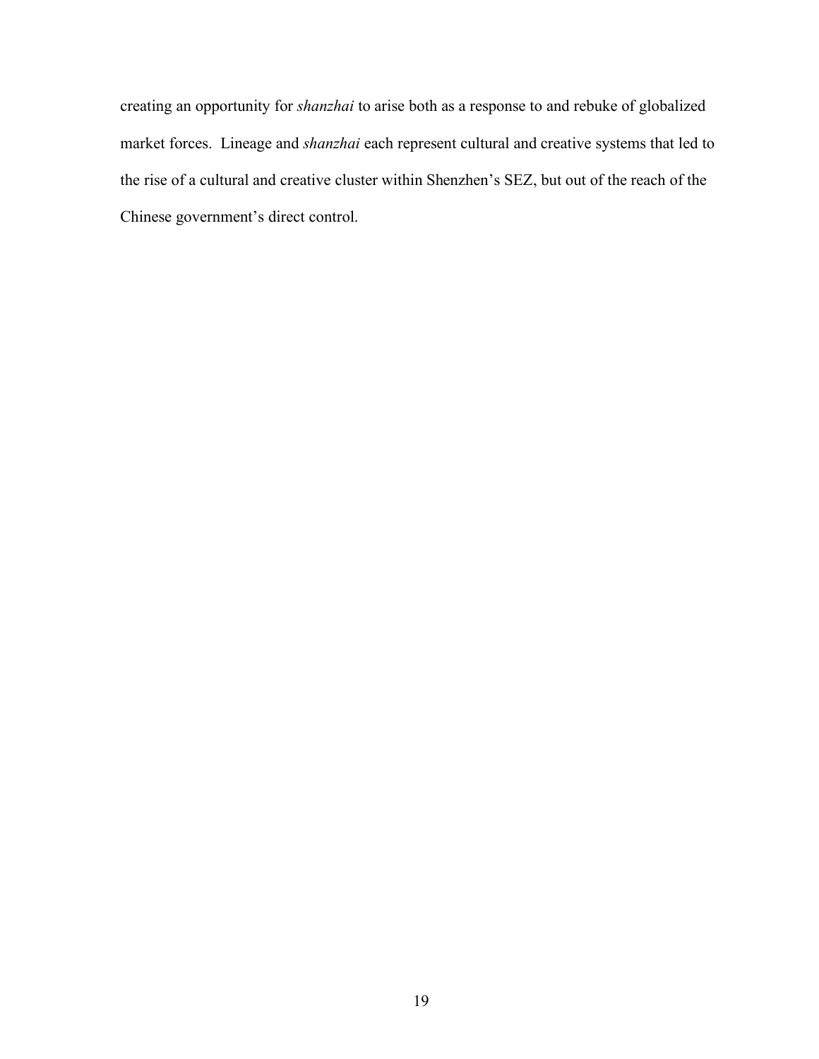creating an opportunity for *shanzhai* to arise both as a response to and rebuke of globalized market forces.  Lineage and *shanzhai* each represent cultural and creative systems that led to the rise of a cultural and creative cluster within Shenzhen's SEZ, but out of the reach of the Chinese government's direct control.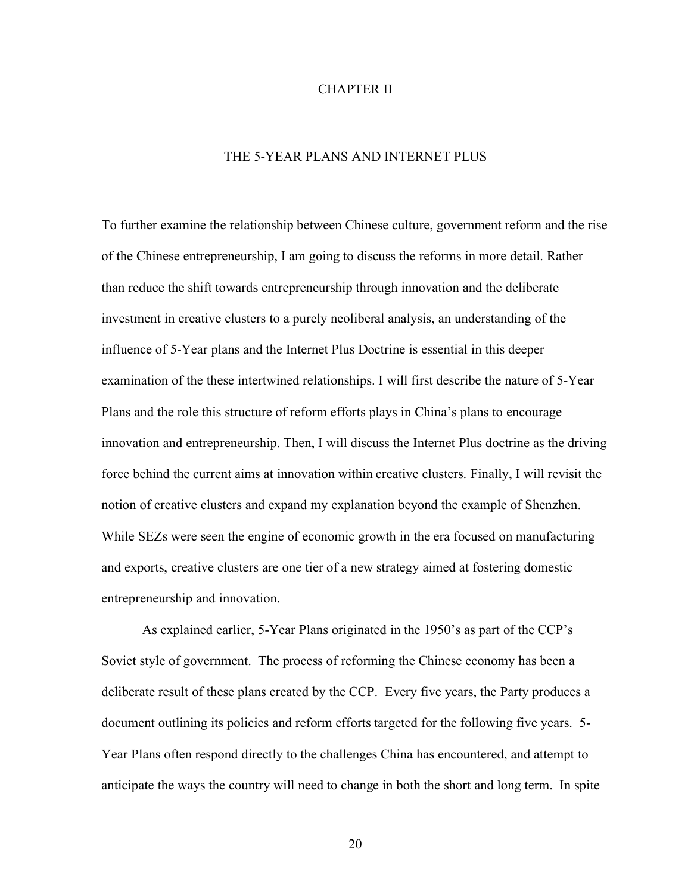# CHAPTER II

## THE 5-YEAR PLANS AND INTERNET PLUS

To further examine the relationship between Chinese culture, government reform and the rise of the Chinese entrepreneurship, I am going to discuss the reforms in more detail. Rather than reduce the shift towards entrepreneurship through innovation and the deliberate investment in creative clusters to a purely neoliberal analysis, an understanding of the influence of 5-Year plans and the Internet Plus Doctrine is essential in this deeper examination of the these intertwined relationships. I will first describe the nature of 5-Year Plans and the role this structure of reform efforts plays in China's plans to encourage innovation and entrepreneurship. Then, I will discuss the Internet Plus doctrine as the driving force behind the current aims at innovation within creative clusters. Finally, I will revisit the notion of creative clusters and expand my explanation beyond the example of Shenzhen. While SEZs were seen the engine of economic growth in the era focused on manufacturing and exports, creative clusters are one tier of a new strategy aimed at fostering domestic entrepreneurship and innovation.

As explained earlier, 5-Year Plans originated in the 1950's as part of the CCP's Soviet style of government. The process of reforming the Chinese economy has been a deliberate result of these plans created by the CCP. Every five years, the Party produces a document outlining its policies and reform efforts targeted for the following five years. 5-Year Plans often respond directly to the challenges China has encountered, and attempt to anticipate the ways the country will need to change in both the short and long term. In spite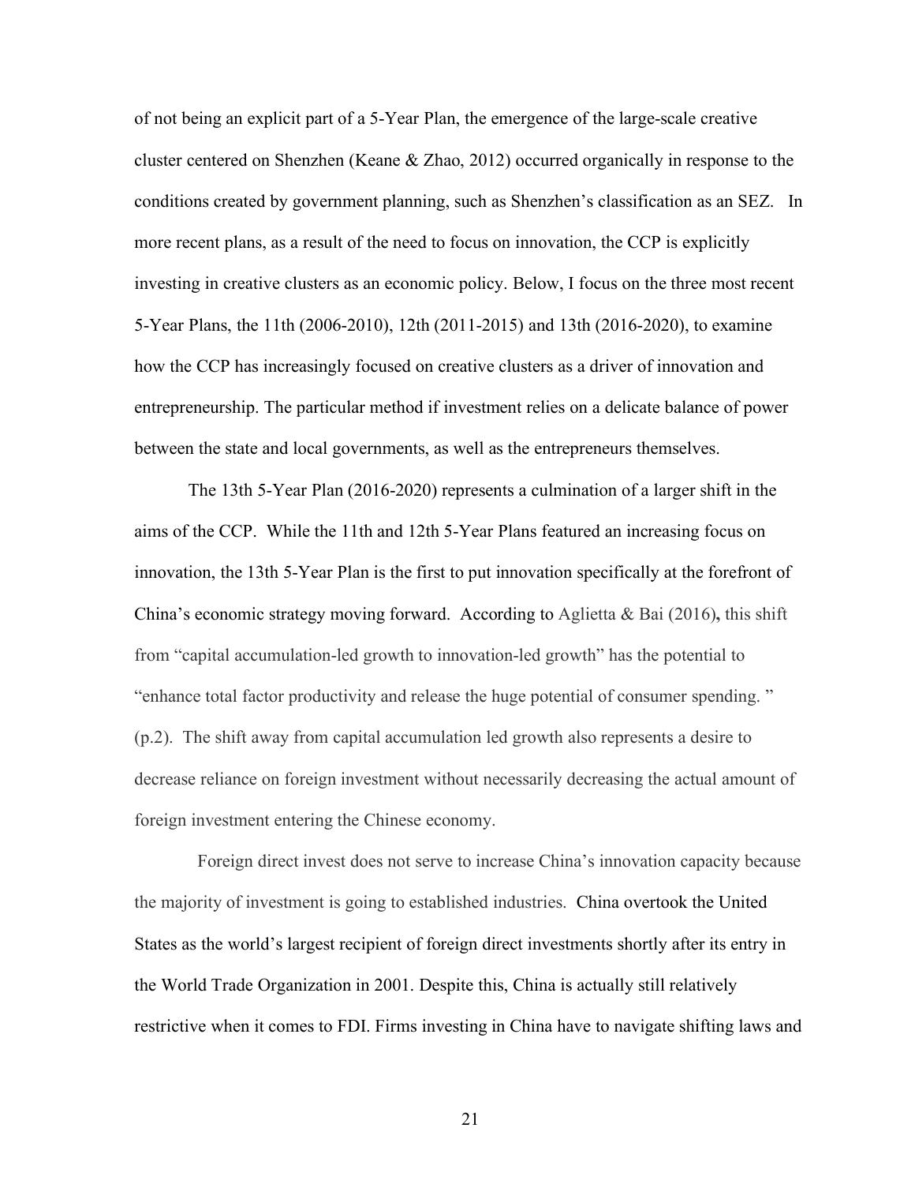of not being an explicit part of a 5-Year Plan, the emergence of the large-scale creative cluster centered on Shenzhen (Keane & Zhao, 2012) occurred organically in response to the conditions created by government planning, such as Shenzhen's classification as an SEZ. In more recent plans, as a result of the need to focus on innovation, the CCP is explicitly investing in creative clusters as an economic policy. Below, I focus on the three most recent 5-Year Plans, the 11th (2006-2010), 12th (2011-2015) and 13th (2016-2020), to examine how the CCP has increasingly focused on creative clusters as a driver of innovation and entrepreneurship. The particular method if investment relies on a delicate balance of power between the state and local governments, as well as the entrepreneurs themselves.

The 13th 5-Year Plan (2016-2020) represents a culmination of a larger shift in the aims of the CCP. While the 11th and 12th 5-Year Plans featured an increasing focus on innovation, the 13th 5-Year Plan is the first to put innovation specifically at the forefront of China's economic strategy moving forward. According to Aglietta & Bai (2016)**,** this shift from "capital accumulation-led growth to innovation-led growth" has the potential to "enhance total factor productivity and release the huge potential of consumer spending. " (p.2). The shift away from capital accumulation led growth also represents a desire to decrease reliance on foreign investment without necessarily decreasing the actual amount of foreign investment entering the Chinese economy.

Foreign direct invest does not serve to increase China's innovation capacity because the majority of investment is going to established industries. China overtook the United States as the world's largest recipient of foreign direct investments shortly after its entry in the World Trade Organization in 2001. Despite this, China is actually still relatively restrictive when it comes to FDI. Firms investing in China have to navigate shifting laws and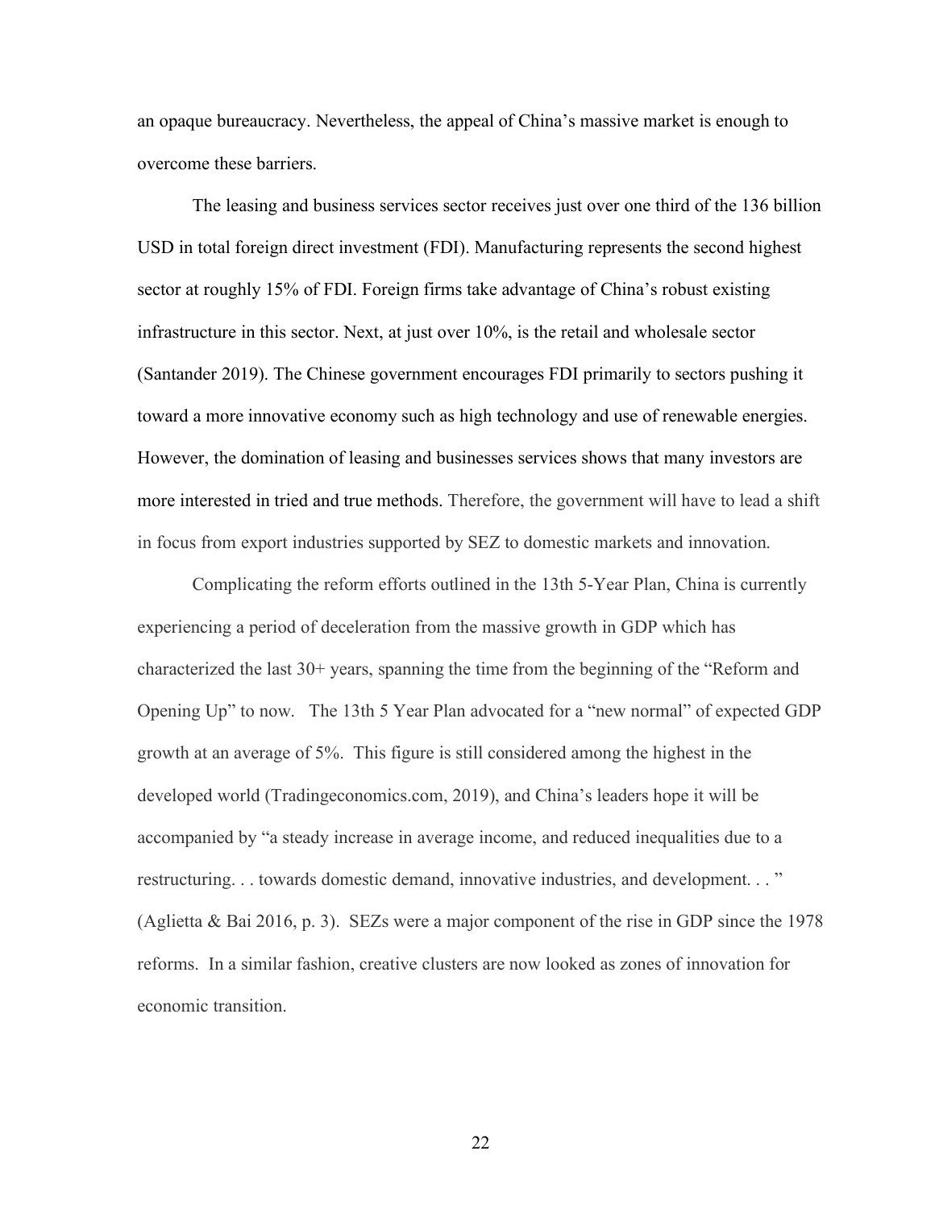an opaque bureaucracy. Nevertheless, the appeal of China's massive market is enough to overcome these barriers.

The leasing and business services sector receives just over one third of the 136 billion USD in total foreign direct investment (FDI). Manufacturing represents the second highest sector at roughly 15% of FDI. Foreign firms take advantage of China's robust existing infrastructure in this sector. Next, at just over 10%, is the retail and wholesale sector (Santander 2019). The Chinese government encourages FDI primarily to sectors pushing it toward a more innovative economy such as high technology and use of renewable energies. However, the domination of leasing and businesses services shows that many investors are more interested in tried and true methods. Therefore, the government will have to lead a shift in focus from export industries supported by SEZ to domestic markets and innovation.

Complicating the reform efforts outlined in the 13th 5-Year Plan, China is currently experiencing a period of deceleration from the massive growth in GDP which has characterized the last 30+ years, spanning the time from the beginning of the "Reform and Opening Up" to now. The 13th 5 Year Plan advocated for a "new normal" of expected GDP growth at an average of 5%. This figure is still considered among the highest in the developed world (Tradingeconomics.com, 2019), and China's leaders hope it will be accompanied by "a steady increase in average income, and reduced inequalities due to a restructuring. . . towards domestic demand, innovative industries, and development. . . " (Aglietta & Bai 2016, p. 3). SEZs were a major component of the rise in GDP since the 1978 reforms. In a similar fashion, creative clusters are now looked as zones of innovation for economic transition.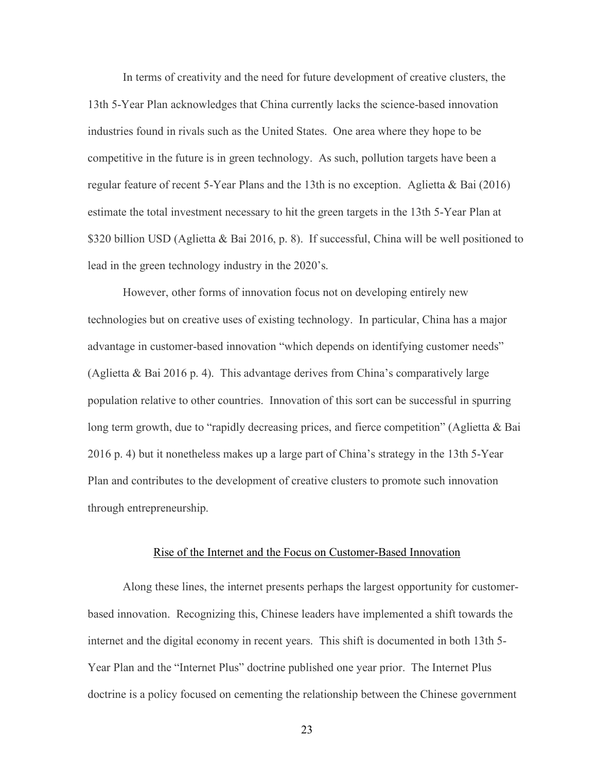In terms of creativity and the need for future development of creative clusters, the 13th 5-Year Plan acknowledges that China currently lacks the science-based innovation industries found in rivals such as the United States. One area where they hope to be competitive in the future is in green technology. As such, pollution targets have been a regular feature of recent 5-Year Plans and the 13th is no exception. Aglietta & Bai (2016) estimate the total investment necessary to hit the green targets in the 13th 5-Year Plan at \$320 billion USD (Aglietta & Bai 2016, p. 8). If successful, China will be well positioned to lead in the green technology industry in the 2020's.

However, other forms of innovation focus not on developing entirely new technologies but on creative uses of existing technology. In particular, China has a major advantage in customer-based innovation "which depends on identifying customer needs" (Aglietta & Bai 2016 p. 4). This advantage derives from China's comparatively large population relative to other countries. Innovation of this sort can be successful in spurring long term growth, due to "rapidly decreasing prices, and fierce competition" (Aglietta & Bai 2016 p. 4) but it nonetheless makes up a large part of China's strategy in the 13th 5-Year Plan and contributes to the development of creative clusters to promote such innovation through entrepreneurship.

## Rise of the Internet and the Focus on Customer-Based Innovation

Along these lines, the internet presents perhaps the largest opportunity for customer-based innovation. Recognizing this, Chinese leaders have implemented a shift towards the internet and the digital economy in recent years. This shift is documented in both 13th 5-Year Plan and the "Internet Plus" doctrine published one year prior. The Internet Plus doctrine is a policy focused on cementing the relationship between the Chinese government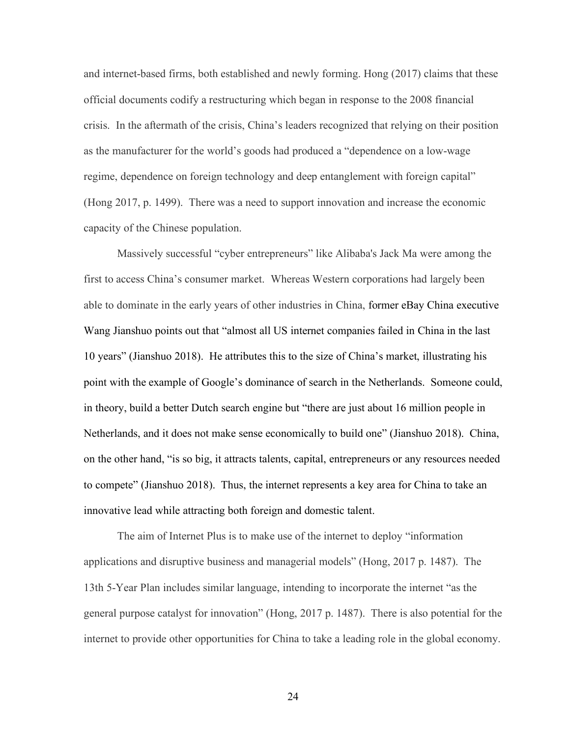and internet-based firms, both established and newly forming. Hong (2017) claims that these official documents codify a restructuring which began in response to the 2008 financial crisis. In the aftermath of the crisis, China's leaders recognized that relying on their position as the manufacturer for the world's goods had produced a "dependence on a low-wage regime, dependence on foreign technology and deep entanglement with foreign capital" (Hong 2017, p. 1499). There was a need to support innovation and increase the economic capacity of the Chinese population.

Massively successful "cyber entrepreneurs" like Alibaba's Jack Ma were among the first to access China's consumer market. Whereas Western corporations had largely been able to dominate in the early years of other industries in China, former eBay China executive Wang Jianshuo points out that "almost all US internet companies failed in China in the last 10 years" (Jianshuo 2018). He attributes this to the size of China's market, illustrating his point with the example of Google's dominance of search in the Netherlands. Someone could, in theory, build a better Dutch search engine but "there are just about 16 million people in Netherlands, and it does not make sense economically to build one" (Jianshuo 2018). China, on the other hand, "is so big, it attracts talents, capital, entrepreneurs or any resources needed to compete" (Jianshuo 2018). Thus, the internet represents a key area for China to take an innovative lead while attracting both foreign and domestic talent.

The aim of Internet Plus is to make use of the internet to deploy "information applications and disruptive business and managerial models" (Hong, 2017 p. 1487). The 13th 5-Year Plan includes similar language, intending to incorporate the internet "as the general purpose catalyst for innovation" (Hong, 2017 p. 1487). There is also potential for the internet to provide other opportunities for China to take a leading role in the global economy.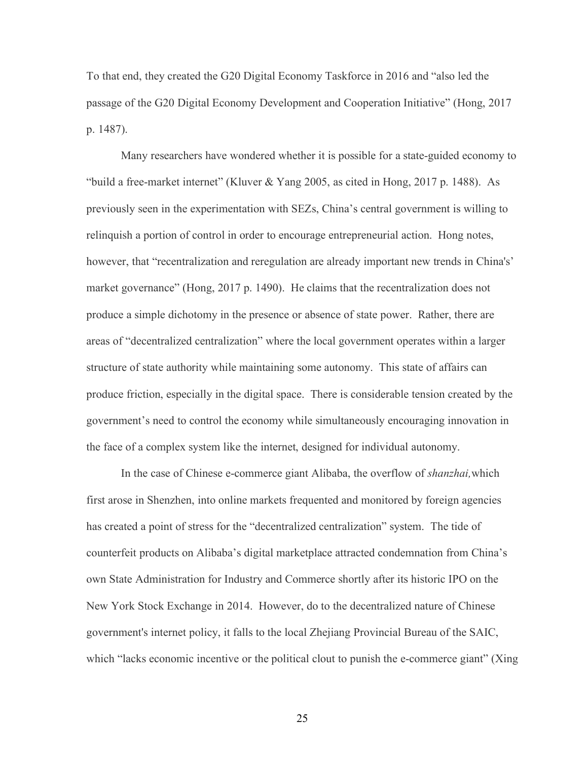To that end, they created the G20 Digital Economy Taskforce in 2016 and "also led the passage of the G20 Digital Economy Development and Cooperation Initiative" (Hong, 2017 p. 1487).

Many researchers have wondered whether it is possible for a state-guided economy to "build a free-market internet" (Kluver & Yang 2005, as cited in Hong, 2017 p. 1488). As previously seen in the experimentation with SEZs, China's central government is willing to relinquish a portion of control in order to encourage entrepreneurial action. Hong notes, however, that "recentralization and reregulation are already important new trends in China's' market governance" (Hong, 2017 p. 1490). He claims that the recentralization does not produce a simple dichotomy in the presence or absence of state power. Rather, there are areas of "decentralized centralization" where the local government operates within a larger structure of state authority while maintaining some autonomy. This state of affairs can produce friction, especially in the digital space. There is considerable tension created by the government's need to control the economy while simultaneously encouraging innovation in the face of a complex system like the internet, designed for individual autonomy.

In the case of Chinese e-commerce giant Alibaba, the overflow of *shanzhai,* which first arose in Shenzhen, into online markets frequented and monitored by foreign agencies has created a point of stress for the "decentralized centralization" system. The tide of counterfeit products on Alibaba's digital marketplace attracted condemnation from China's own State Administration for Industry and Commerce shortly after its historic IPO on the New York Stock Exchange in 2014. However, do to the decentralized nature of Chinese government's internet policy, it falls to the local Zhejiang Provincial Bureau of the SAIC, which "lacks economic incentive or the political clout to punish the e-commerce giant" (Xing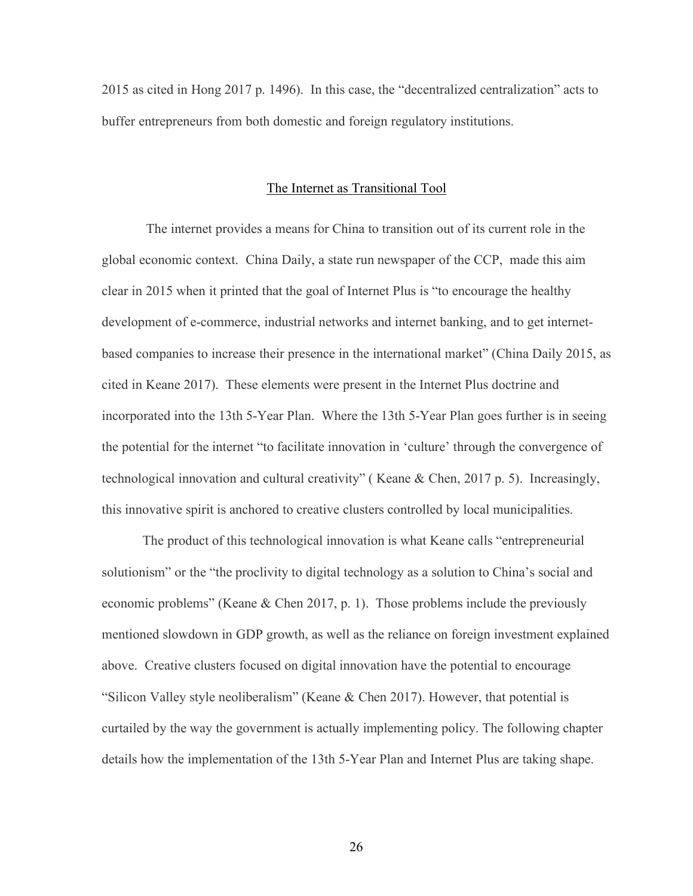2015 as cited in Hong 2017 p. 1496). In this case, the "decentralized centralization" acts to buffer entrepreneurs from both domestic and foreign regulatory institutions.

## The Internet as Transitional Tool

The internet provides a means for China to transition out of its current role in the global economic context. China Daily, a state run newspaper of the CCP, made this aim clear in 2015 when it printed that the goal of Internet Plus is "to encourage the healthy development of e-commerce, industrial networks and internet banking, and to get internet-based companies to increase their presence in the international market" (China Daily 2015, as cited in Keane 2017). These elements were present in the Internet Plus doctrine and incorporated into the 13th 5-Year Plan. Where the 13th 5-Year Plan goes further is in seeing the potential for the internet "to facilitate innovation in 'culture' through the convergence of technological innovation and cultural creativity" ( Keane & Chen, 2017 p. 5). Increasingly, this innovative spirit is anchored to creative clusters controlled by local municipalities.

The product of this technological innovation is what Keane calls "entrepreneurial solutionism" or the "the proclivity to digital technology as a solution to China's social and economic problems" (Keane & Chen 2017, p. 1). Those problems include the previously mentioned slowdown in GDP growth, as well as the reliance on foreign investment explained above. Creative clusters focused on digital innovation have the potential to encourage "Silicon Valley style neoliberalism" (Keane & Chen 2017). However, that potential is curtailed by the way the government is actually implementing policy. The following chapter details how the implementation of the 13th 5-Year Plan and Internet Plus are taking shape.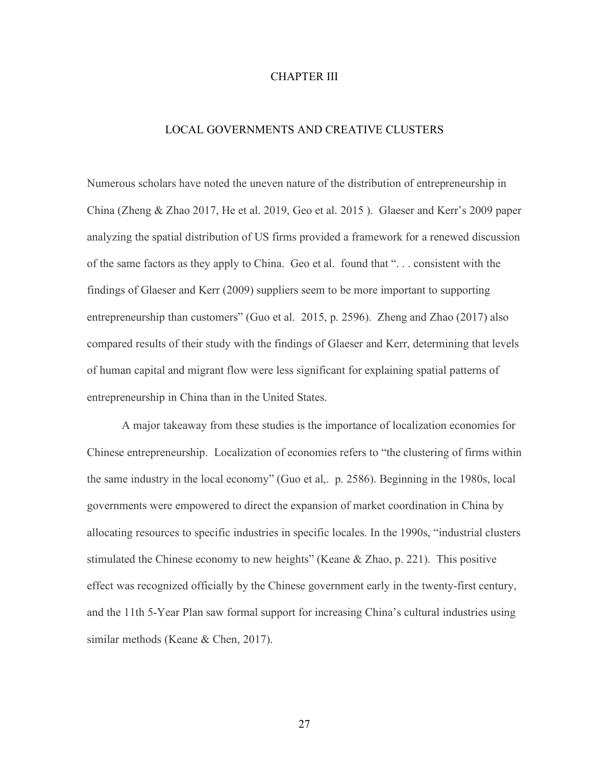# CHAPTER III

## LOCAL GOVERNMENTS AND CREATIVE CLUSTERS

Numerous scholars have noted the uneven nature of the distribution of entrepreneurship in China (Zheng & Zhao 2017, He et al. 2019, Geo et al. 2015 ). Glaeser and Kerr's 2009 paper analyzing the spatial distribution of US firms provided a framework for a renewed discussion of the same factors as they apply to China. Geo et al. found that ". . . consistent with the findings of Glaeser and Kerr (2009) suppliers seem to be more important to supporting entrepreneurship than customers" (Guo et al. 2015, p. 2596). Zheng and Zhao (2017) also compared results of their study with the findings of Glaeser and Kerr, determining that levels of human capital and migrant flow were less significant for explaining spatial patterns of entrepreneurship in China than in the United States.

A major takeaway from these studies is the importance of localization economies for Chinese entrepreneurship. Localization of economies refers to "the clustering of firms within the same industry in the local economy" (Guo et al,. p. 2586). Beginning in the 1980s, local governments were empowered to direct the expansion of market coordination in China by allocating resources to specific industries in specific locales. In the 1990s, "industrial clusters stimulated the Chinese economy to new heights" (Keane & Zhao, p. 221). This positive effect was recognized officially by the Chinese government early in the twenty-first century, and the 11th 5-Year Plan saw formal support for increasing China's cultural industries using similar methods (Keane & Chen, 2017).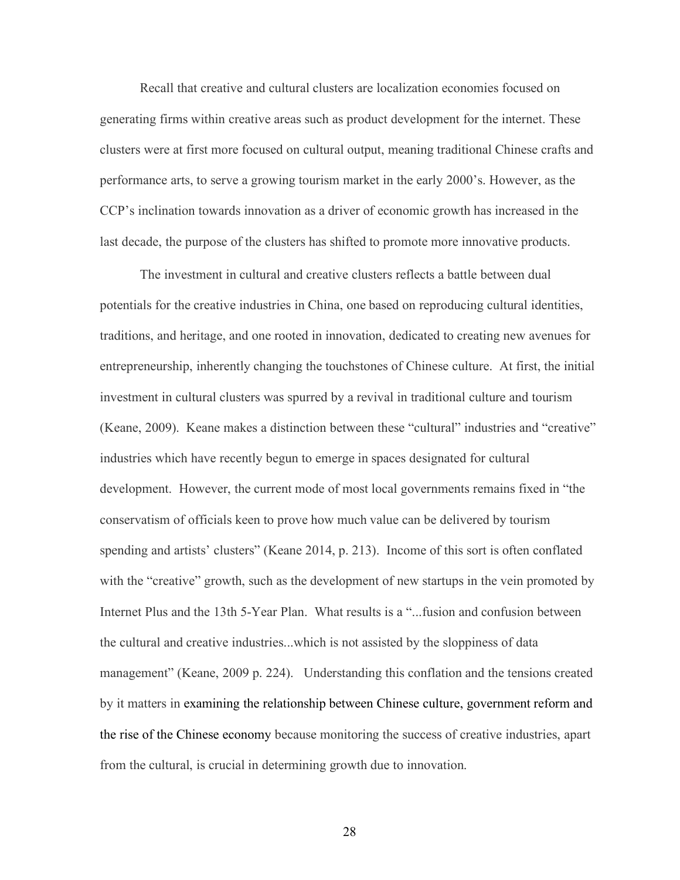Recall that creative and cultural clusters are localization economies focused on generating firms within creative areas such as product development for the internet. These clusters were at first more focused on cultural output, meaning traditional Chinese crafts and performance arts, to serve a growing tourism market in the early 2000's. However, as the CCP's inclination towards innovation as a driver of economic growth has increased in the last decade, the purpose of the clusters has shifted to promote more innovative products.

The investment in cultural and creative clusters reflects a battle between dual potentials for the creative industries in China, one based on reproducing cultural identities, traditions, and heritage, and one rooted in innovation, dedicated to creating new avenues for entrepreneurship, inherently changing the touchstones of Chinese culture. At first, the initial investment in cultural clusters was spurred by a revival in traditional culture and tourism (Keane, 2009). Keane makes a distinction between these "cultural" industries and "creative" industries which have recently begun to emerge in spaces designated for cultural development. However, the current mode of most local governments remains fixed in "the conservatism of officials keen to prove how much value can be delivered by tourism spending and artists' clusters" (Keane 2014, p. 213). Income of this sort is often conflated with the "creative" growth, such as the development of new startups in the vein promoted by Internet Plus and the 13th 5-Year Plan. What results is a "...fusion and confusion between the cultural and creative industries...which is not assisted by the sloppiness of data management" (Keane, 2009 p. 224). Understanding this conflation and the tensions created by it matters in examining the relationship between Chinese culture, government reform and the rise of the Chinese economy because monitoring the success of creative industries, apart from the cultural, is crucial in determining growth due to innovation.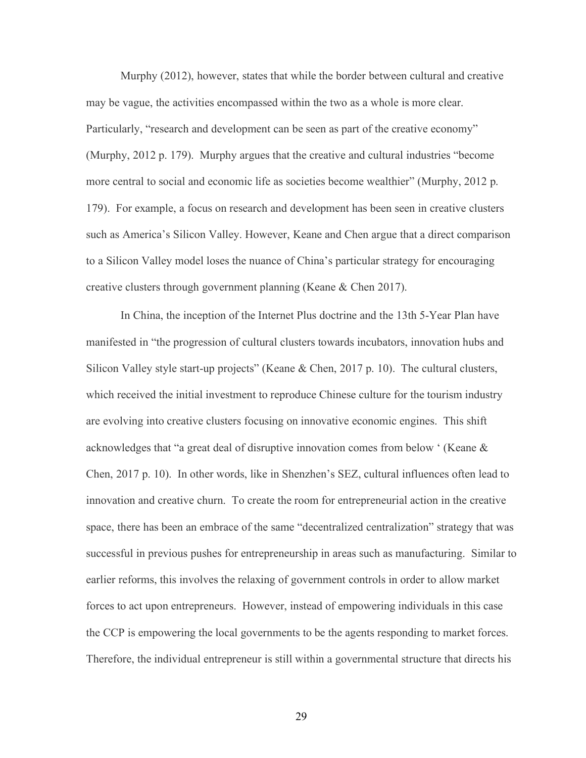Murphy (2012), however, states that while the border between cultural and creative may be vague, the activities encompassed within the two as a whole is more clear. Particularly, "research and development can be seen as part of the creative economy" (Murphy, 2012 p. 179). Murphy argues that the creative and cultural industries "become more central to social and economic life as societies become wealthier" (Murphy, 2012 p. 179). For example, a focus on research and development has been seen in creative clusters such as America's Silicon Valley. However, Keane and Chen argue that a direct comparison to a Silicon Valley model loses the nuance of China's particular strategy for encouraging creative clusters through government planning (Keane & Chen 2017).

In China, the inception of the Internet Plus doctrine and the 13th 5-Year Plan have manifested in "the progression of cultural clusters towards incubators, innovation hubs and Silicon Valley style start-up projects" (Keane & Chen, 2017 p. 10). The cultural clusters, which received the initial investment to reproduce Chinese culture for the tourism industry are evolving into creative clusters focusing on innovative economic engines. This shift acknowledges that "a great deal of disruptive innovation comes from below ' (Keane & Chen, 2017 p. 10). In other words, like in Shenzhen's SEZ, cultural influences often lead to innovation and creative churn. To create the room for entrepreneurial action in the creative space, there has been an embrace of the same "decentralized centralization" strategy that was successful in previous pushes for entrepreneurship in areas such as manufacturing. Similar to earlier reforms, this involves the relaxing of government controls in order to allow market forces to act upon entrepreneurs. However, instead of empowering individuals in this case the CCP is empowering the local governments to be the agents responding to market forces. Therefore, the individual entrepreneur is still within a governmental structure that directs his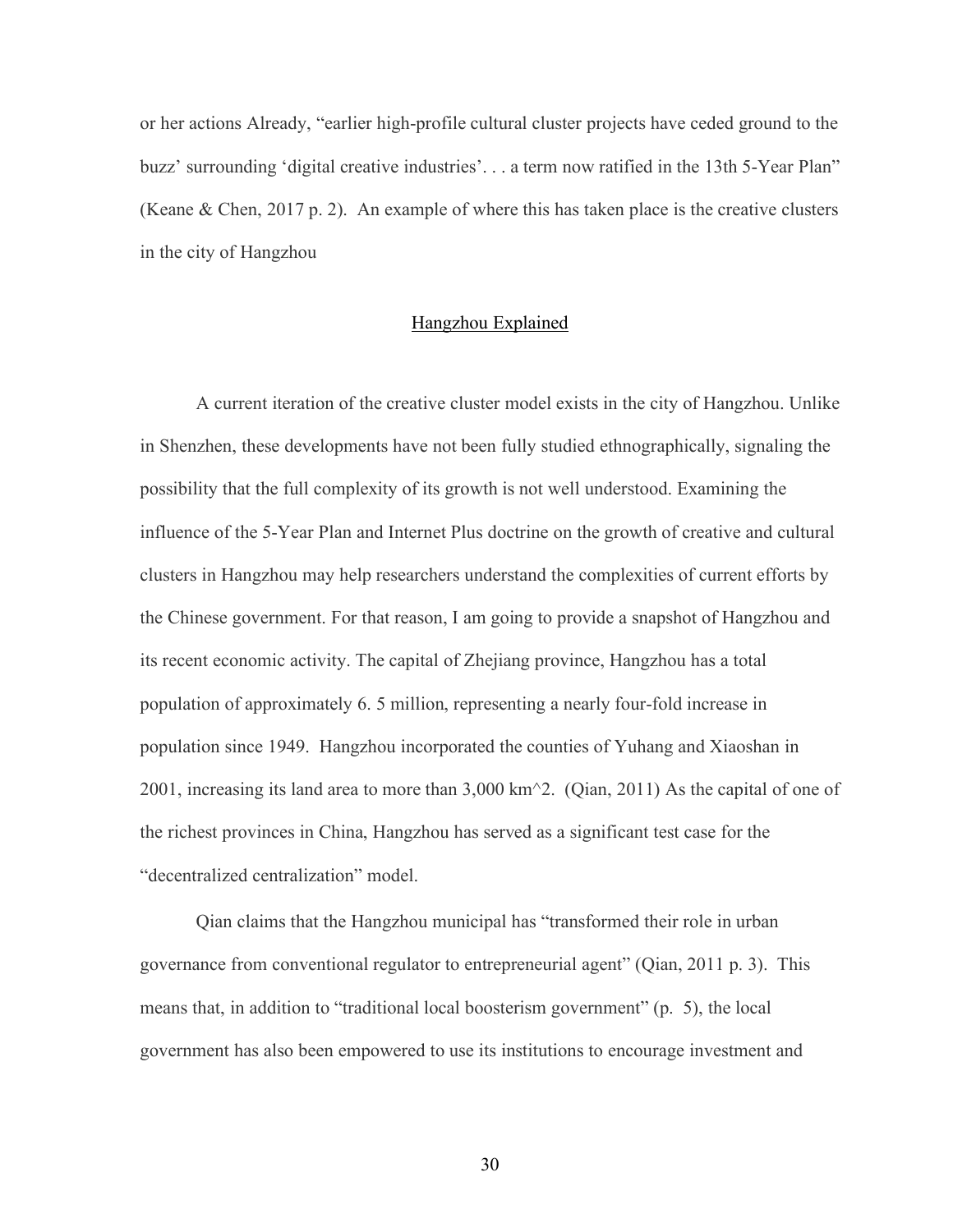or her actions Already, "earlier high-profile cultural cluster projects have ceded ground to the buzz' surrounding 'digital creative industries'. . . a term now ratified in the 13th 5-Year Plan" (Keane & Chen, 2017 p. 2). An example of where this has taken place is the creative clusters in the city of Hangzhou

## Hangzhou Explained

A current iteration of the creative cluster model exists in the city of Hangzhou. Unlike in Shenzhen, these developments have not been fully studied ethnographically, signaling the possibility that the full complexity of its growth is not well understood. Examining the influence of the 5-Year Plan and Internet Plus doctrine on the growth of creative and cultural clusters in Hangzhou may help researchers understand the complexities of current efforts by the Chinese government. For that reason, I am going to provide a snapshot of Hangzhou and its recent economic activity. The capital of Zhejiang province, Hangzhou has a total population of approximately 6. 5 million, representing a nearly four-fold increase in population since 1949. Hangzhou incorporated the counties of Yuhang and Xiaoshan in 2001, increasing its land area to more than 3,000 km^2. (Qian, 2011) As the capital of one of the richest provinces in China, Hangzhou has served as a significant test case for the "decentralized centralization" model.

Qian claims that the Hangzhou municipal has "transformed their role in urban governance from conventional regulator to entrepreneurial agent" (Qian, 2011 p. 3). This means that, in addition to "traditional local boosterism government" (p. 5), the local government has also been empowered to use its institutions to encourage investment and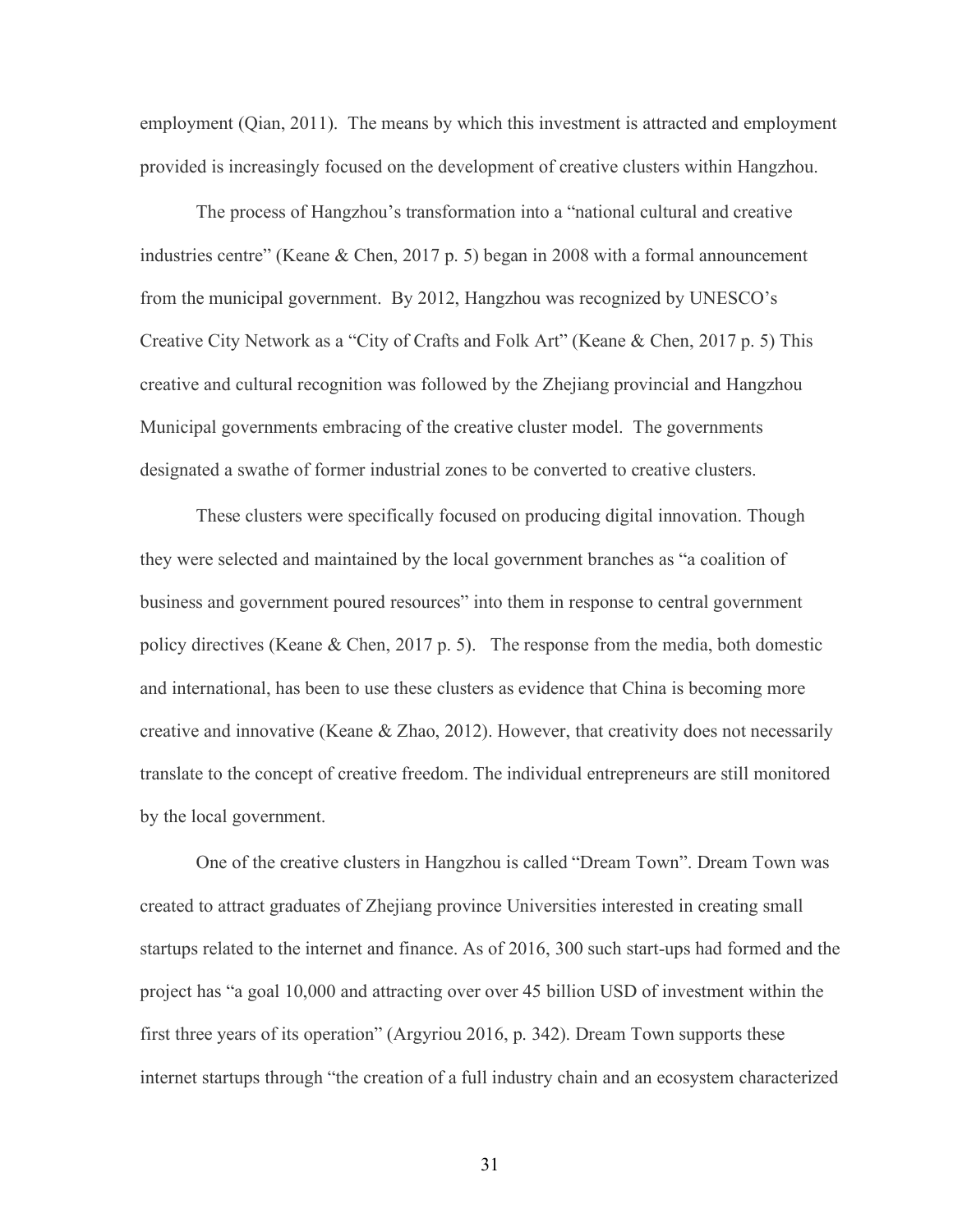employment (Qian, 2011). The means by which this investment is attracted and employment provided is increasingly focused on the development of creative clusters within Hangzhou.

The process of Hangzhou's transformation into a "national cultural and creative industries centre" (Keane & Chen, 2017 p. 5) began in 2008 with a formal announcement from the municipal government. By 2012, Hangzhou was recognized by UNESCO's Creative City Network as a "City of Crafts and Folk Art" (Keane & Chen, 2017 p. 5) This creative and cultural recognition was followed by the Zhejiang provincial and Hangzhou Municipal governments embracing of the creative cluster model. The governments designated a swathe of former industrial zones to be converted to creative clusters.

These clusters were specifically focused on producing digital innovation. Though they were selected and maintained by the local government branches as "a coalition of business and government poured resources" into them in response to central government policy directives (Keane & Chen, 2017 p. 5). The response from the media, both domestic and international, has been to use these clusters as evidence that China is becoming more creative and innovative (Keane & Zhao, 2012). However, that creativity does not necessarily translate to the concept of creative freedom. The individual entrepreneurs are still monitored by the local government.

One of the creative clusters in Hangzhou is called "Dream Town". Dream Town was created to attract graduates of Zhejiang province Universities interested in creating small startups related to the internet and finance. As of 2016, 300 such start-ups had formed and the project has "a goal 10,000 and attracting over over 45 billion USD of investment within the first three years of its operation" (Argyriou 2016, p. 342). Dream Town supports these internet startups through "the creation of a full industry chain and an ecosystem characterized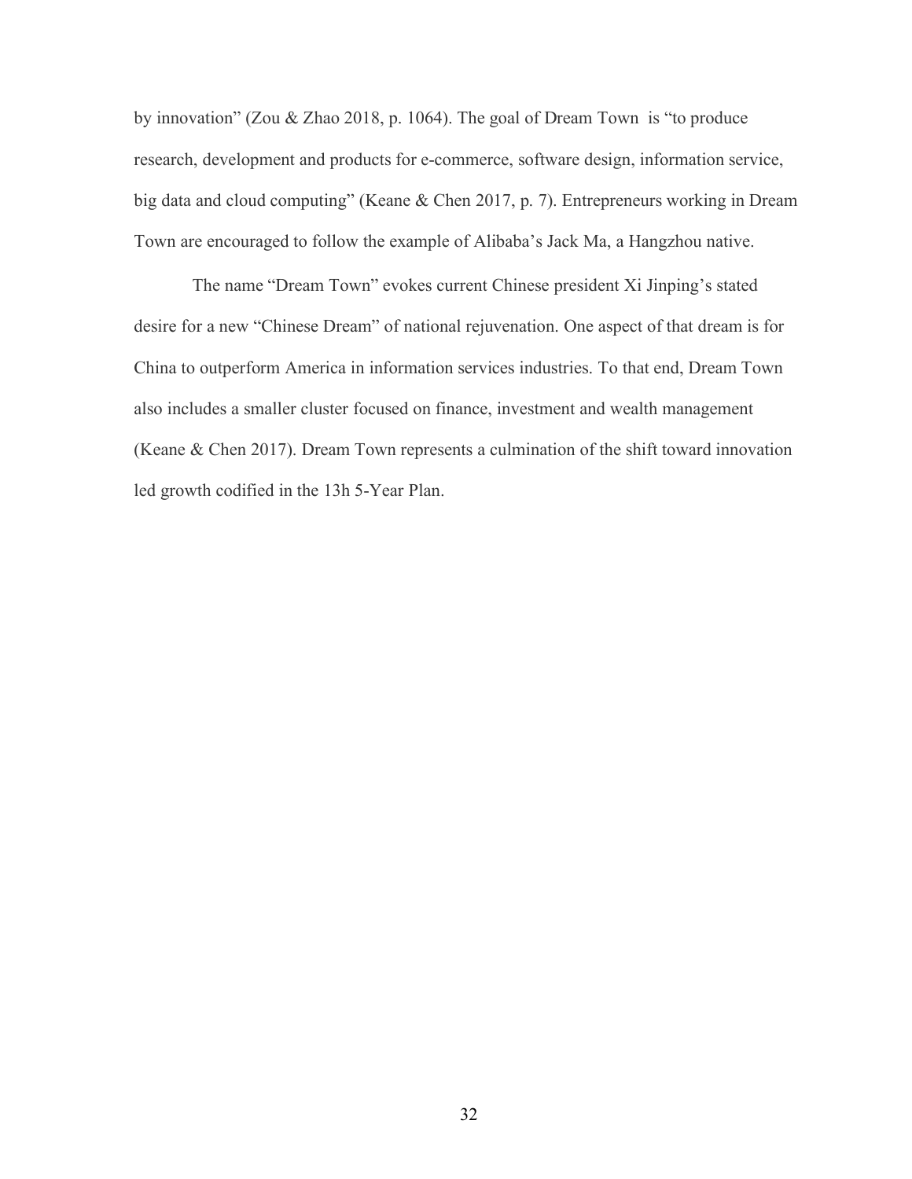by innovation" (Zou & Zhao 2018, p. 1064). The goal of Dream Town is "to produce research, development and products for e-commerce, software design, information service, big data and cloud computing" (Keane & Chen 2017, p. 7). Entrepreneurs working in Dream Town are encouraged to follow the example of Alibaba's Jack Ma, a Hangzhou native.

The name "Dream Town" evokes current Chinese president Xi Jinping's stated desire for a new "Chinese Dream" of national rejuvenation. One aspect of that dream is for China to outperform America in information services industries. To that end, Dream Town also includes a smaller cluster focused on finance, investment and wealth management (Keane & Chen 2017). Dream Town represents a culmination of the shift toward innovation led growth codified in the 13h 5-Year Plan.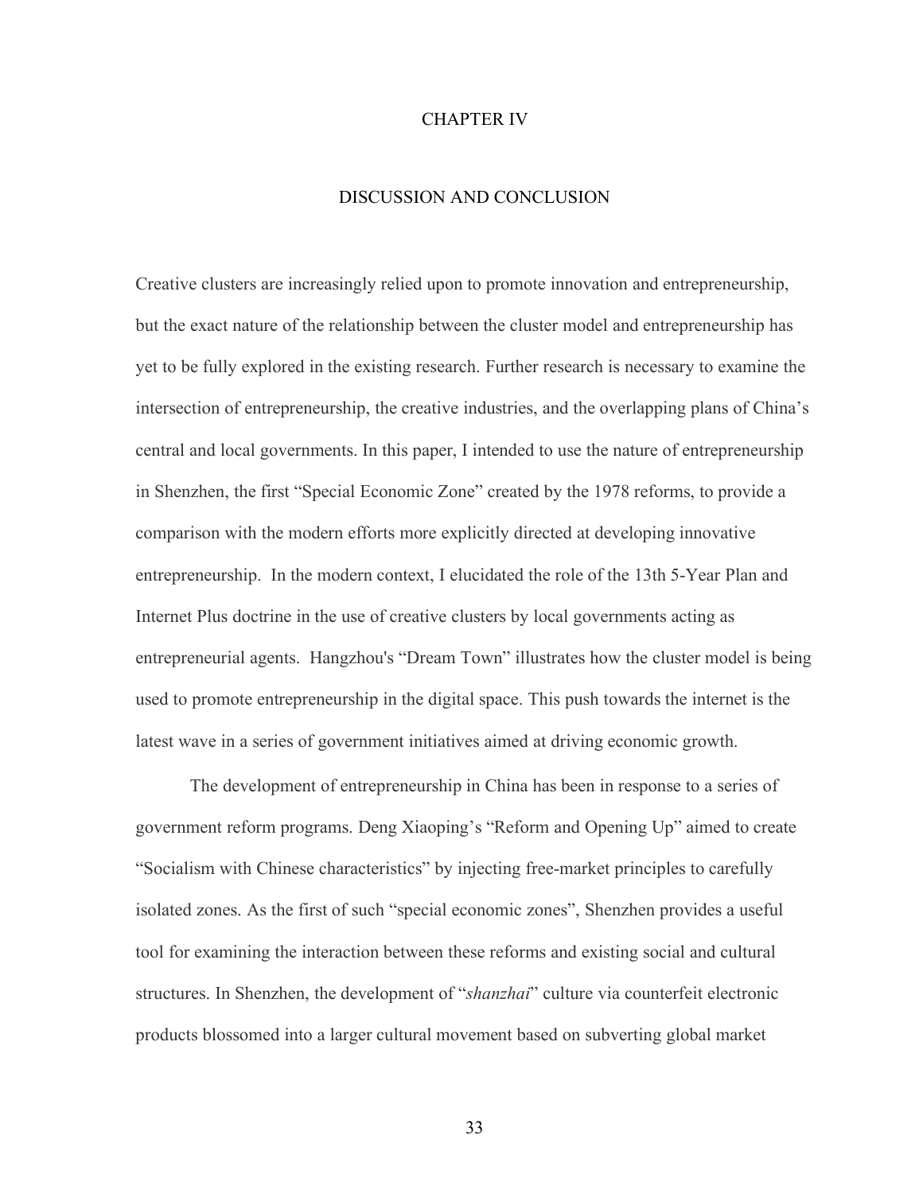# CHAPTER IV

## DISCUSSION AND CONCLUSION

Creative clusters are increasingly relied upon to promote innovation and entrepreneurship, but the exact nature of the relationship between the cluster model and entrepreneurship has yet to be fully explored in the existing research. Further research is necessary to examine the intersection of entrepreneurship, the creative industries, and the overlapping plans of China's central and local governments. In this paper, I intended to use the nature of entrepreneurship in Shenzhen, the first "Special Economic Zone" created by the 1978 reforms, to provide a comparison with the modern efforts more explicitly directed at developing innovative entrepreneurship. In the modern context, I elucidated the role of the 13th 5-Year Plan and Internet Plus doctrine in the use of creative clusters by local governments acting as entrepreneurial agents. Hangzhou's "Dream Town" illustrates how the cluster model is being used to promote entrepreneurship in the digital space. This push towards the internet is the latest wave in a series of government initiatives aimed at driving economic growth.

The development of entrepreneurship in China has been in response to a series of government reform programs. Deng Xiaoping's "Reform and Opening Up" aimed to create "Socialism with Chinese characteristics" by injecting free-market principles to carefully isolated zones. As the first of such "special economic zones", Shenzhen provides a useful tool for examining the interaction between these reforms and existing social and cultural structures. In Shenzhen, the development of "*shanzhai*" culture via counterfeit electronic products blossomed into a larger cultural movement based on subverting global market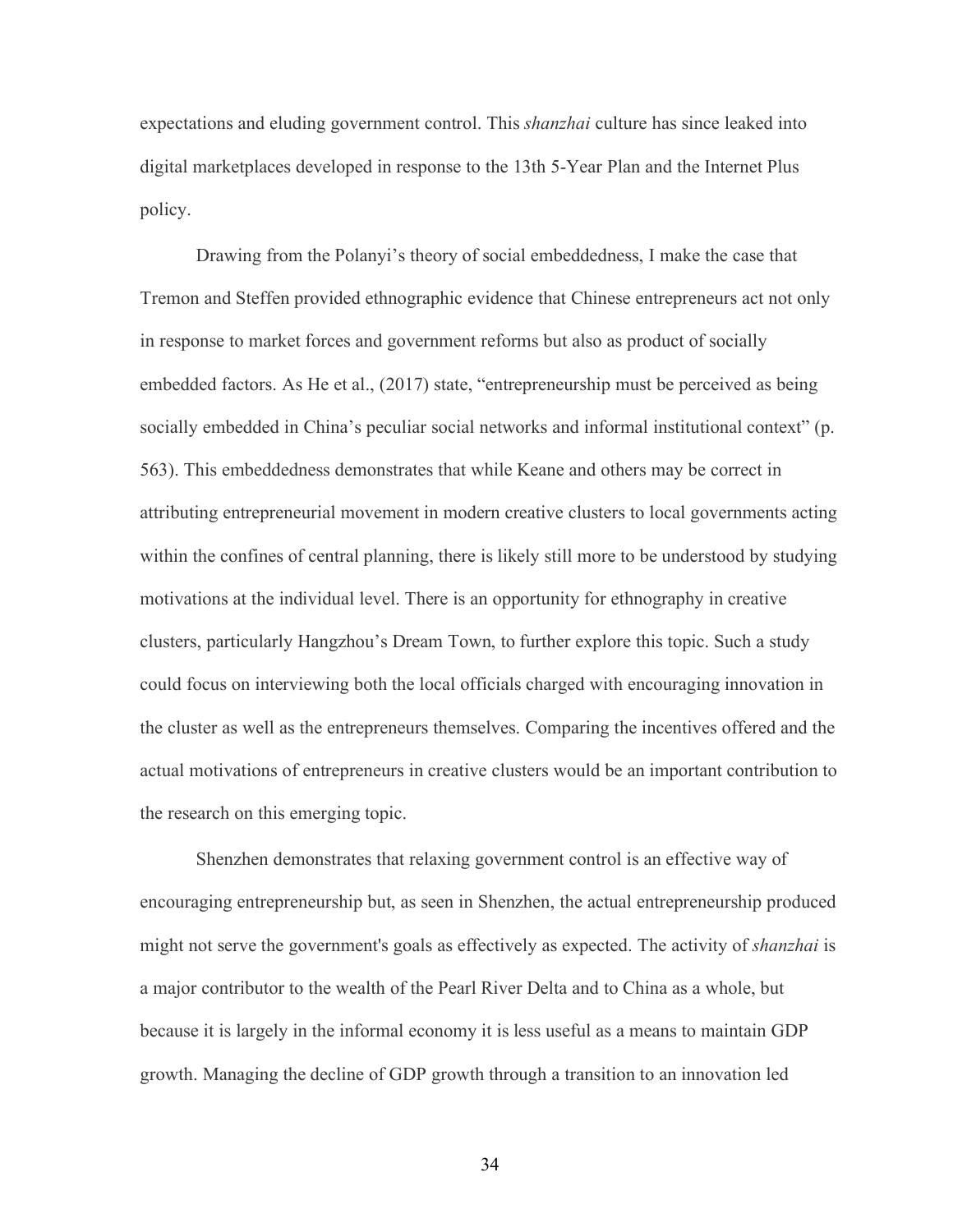expectations and eluding government control. This *shanzhai* culture has since leaked into digital marketplaces developed in response to the 13th 5-Year Plan and the Internet Plus policy.

Drawing from the Polanyi's theory of social embeddedness, I make the case that Tremon and Steffen provided ethnographic evidence that Chinese entrepreneurs act not only in response to market forces and government reforms but also as product of socially embedded factors. As He et al., (2017) state, "entrepreneurship must be perceived as being socially embedded in China's peculiar social networks and informal institutional context" (p. 563). This embeddedness demonstrates that while Keane and others may be correct in attributing entrepreneurial movement in modern creative clusters to local governments acting within the confines of central planning, there is likely still more to be understood by studying motivations at the individual level. There is an opportunity for ethnography in creative clusters, particularly Hangzhou's Dream Town, to further explore this topic. Such a study could focus on interviewing both the local officials charged with encouraging innovation in the cluster as well as the entrepreneurs themselves. Comparing the incentives offered and the actual motivations of entrepreneurs in creative clusters would be an important contribution to the research on this emerging topic.

Shenzhen demonstrates that relaxing government control is an effective way of encouraging entrepreneurship but, as seen in Shenzhen, the actual entrepreneurship produced might not serve the government's goals as effectively as expected. The activity of *shanzhai* is a major contributor to the wealth of the Pearl River Delta and to China as a whole, but because it is largely in the informal economy it is less useful as a means to maintain GDP growth. Managing the decline of GDP growth through a transition to an innovation led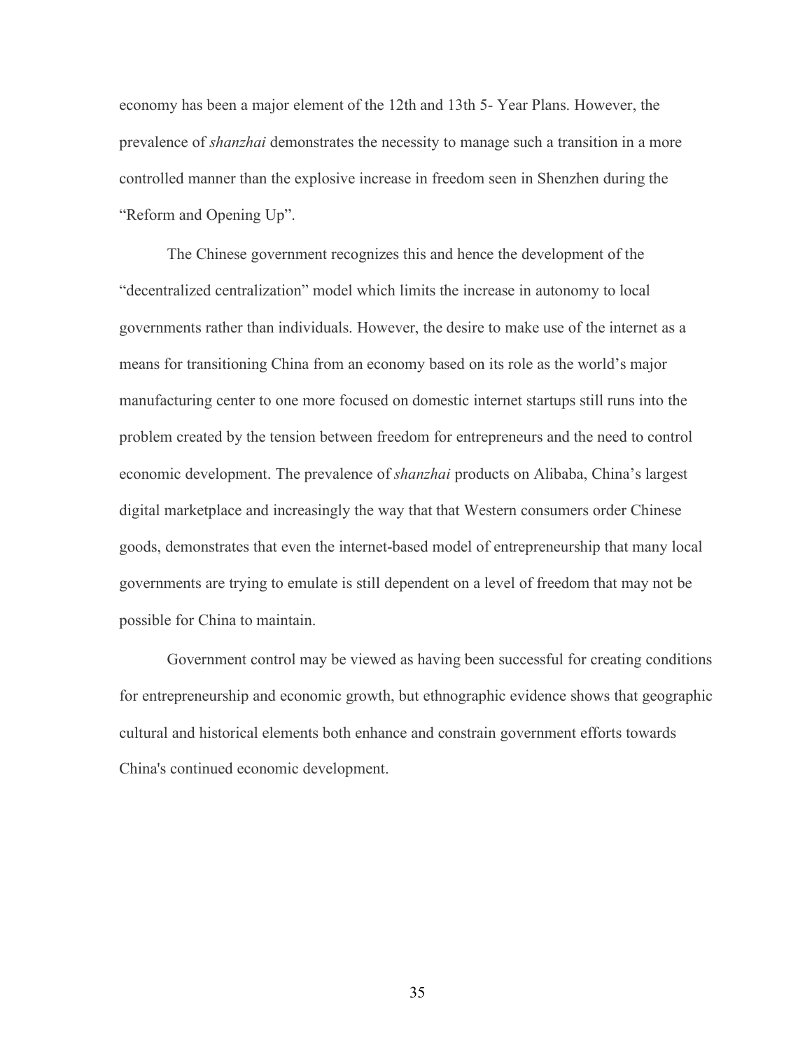economy has been a major element of the 12th and 13th 5- Year Plans. However, the prevalence of *shanzhai* demonstrates the necessity to manage such a transition in a more controlled manner than the explosive increase in freedom seen in Shenzhen during the "Reform and Opening Up".

The Chinese government recognizes this and hence the development of the "decentralized centralization" model which limits the increase in autonomy to local governments rather than individuals. However, the desire to make use of the internet as a means for transitioning China from an economy based on its role as the world's major manufacturing center to one more focused on domestic internet startups still runs into the problem created by the tension between freedom for entrepreneurs and the need to control economic development. The prevalence of *shanzhai* products on Alibaba, China's largest digital marketplace and increasingly the way that that Western consumers order Chinese goods, demonstrates that even the internet-based model of entrepreneurship that many local governments are trying to emulate is still dependent on a level of freedom that may not be possible for China to maintain.

Government control may be viewed as having been successful for creating conditions for entrepreneurship and economic growth, but ethnographic evidence shows that geographic cultural and historical elements both enhance and constrain government efforts towards China's continued economic development.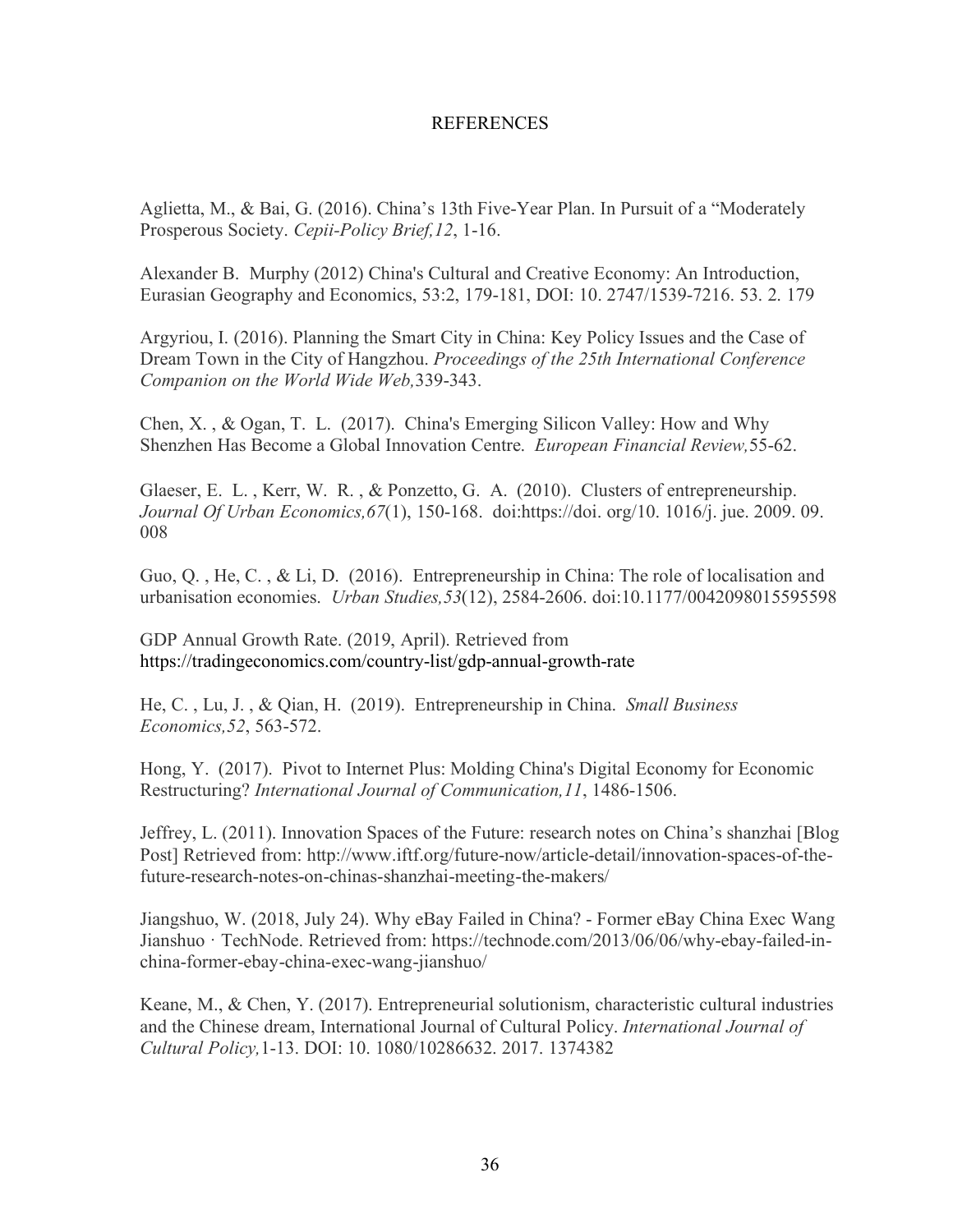# REFERENCES

Aglietta, M., & Bai, G. (2016). China's 13th Five-Year Plan. In Pursuit of a "Moderately Prosperous Society. *Cepii-Policy Brief,12*, 1-16.

Alexander B. Murphy (2012) China's Cultural and Creative Economy: An Introduction, Eurasian Geography and Economics, 53:2, 179-181, DOI: 10. 2747/1539-7216. 53. 2. 179

Argyriou, I. (2016). Planning the Smart City in China: Key Policy Issues and the Case of Dream Town in the City of Hangzhou. *Proceedings of the 25th International Conference Companion on the World Wide Web,*339-343.

Chen, X. , & Ogan, T. L. (2017). China's Emerging Silicon Valley: How and Why Shenzhen Has Become a Global Innovation Centre. *European Financial Review,*55-62.

Glaeser, E. L. , Kerr, W. R. , & Ponzetto, G. A. (2010). Clusters of entrepreneurship. *Journal Of Urban Economics,67*(1), 150-168. doi:https://doi. org/10. 1016/j. jue. 2009. 09. 008

Guo, Q. , He, C. , & Li, D. (2016). Entrepreneurship in China: The role of localisation and urbanisation economies. *Urban Studies,53*(12), 2584-2606. doi:10.1177/0042098015595598

GDP Annual Growth Rate. (2019, April). Retrieved from https://tradingeconomics.com/country-list/gdp-annual-growth-rate

He, C. , Lu, J. , & Qian, H. (2019). Entrepreneurship in China. *Small Business Economics,52*, 563-572.

Hong, Y. (2017). Pivot to Internet Plus: Molding China's Digital Economy for Economic Restructuring? *International Journal of Communication,11*, 1486-1506.

Jeffrey, L. (2011). Innovation Spaces of the Future: research notes on China's shanzhai [Blog Post] Retrieved from: http://www.iftf.org/future-now/article-detail/innovation-spaces-of-the-future-research-notes-on-chinas-shanzhai-meeting-the-makers/

Jiangshuo, W. (2018, July 24). Why eBay Failed in China? - Former eBay China Exec Wang Jianshuo · TechNode. Retrieved from: https://technode.com/2013/06/06/why-ebay-failed-in-china-former-ebay-china-exec-wang-jianshuo/

Keane, M., & Chen, Y. (2017). Entrepreneurial solutionism, characteristic cultural industries and the Chinese dream, International Journal of Cultural Policy. *International Journal of Cultural Policy,*1-13. DOI: 10. 1080/10286632. 2017. 1374382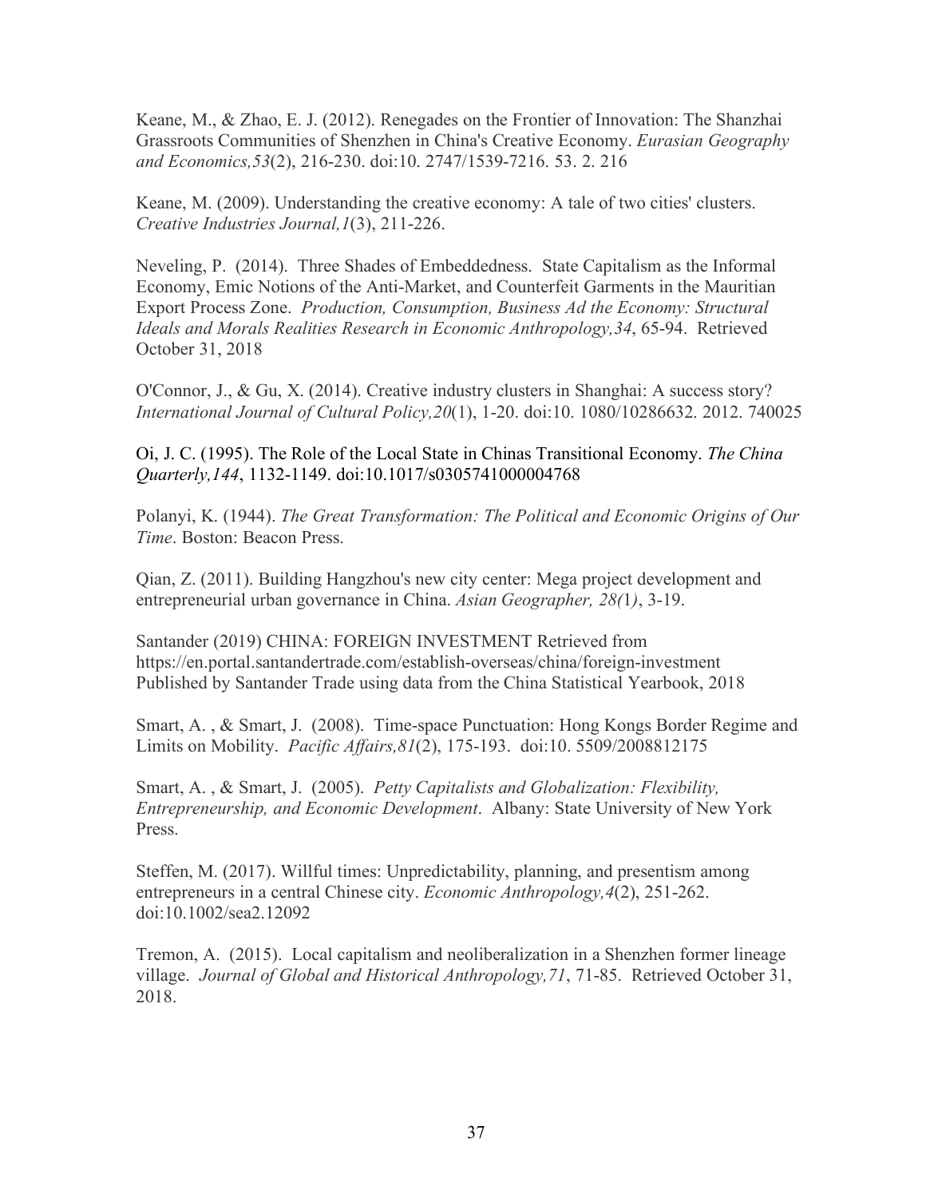Keane, M., & Zhao, E. J. (2012). Renegades on the Frontier of Innovation: The Shanzhai Grassroots Communities of Shenzhen in China's Creative Economy. *Eurasian Geography and Economics,53*(2), 216-230. doi:10. 2747/1539-7216. 53. 2. 216

Keane, M. (2009). Understanding the creative economy: A tale of two cities' clusters. *Creative Industries Journal,1*(3), 211-226.

Neveling, P. (2014). Three Shades of Embeddedness. State Capitalism as the Informal Economy, Emic Notions of the Anti-Market, and Counterfeit Garments in the Mauritian Export Process Zone. *Production, Consumption, Business Ad the Economy: Structural Ideals and Morals Realities Research in Economic Anthropology,34*, 65-94. Retrieved October 31, 2018

O'Connor, J., & Gu, X. (2014). Creative industry clusters in Shanghai: A success story? *International Journal of Cultural Policy,20*(1), 1-20. doi:10. 1080/10286632. 2012. 740025

Oi, J. C. (1995). The Role of the Local State in Chinas Transitional Economy. *The China Quarterly,144*, 1132-1149. doi:10.1017/s0305741000004768

Polanyi, K. (1944). *The Great Transformation: The Political and Economic Origins of Our Time*. Boston: Beacon Press.

Qian, Z. (2011). Building Hangzhou's new city center: Mega project development and entrepreneurial urban governance in China. *Asian Geographer, 28(*1*)*, 3-19.

Santander (2019) CHINA: FOREIGN INVESTMENT Retrieved from https://en.portal.santandertrade.com/establish-overseas/china/foreign-investment Published by Santander Trade using data from the China Statistical Yearbook, 2018

Smart, A. , & Smart, J. (2008). Time-space Punctuation: Hong Kongs Border Regime and Limits on Mobility. *Pacific Affairs,81*(2), 175-193. doi:10. 5509/2008812175

Smart, A. , & Smart, J. (2005). *Petty Capitalists and Globalization: Flexibility, Entrepreneurship, and Economic Development*. Albany: State University of New York Press.

Steffen, M. (2017). Willful times: Unpredictability, planning, and presentism among entrepreneurs in a central Chinese city. *Economic Anthropology,4*(2), 251-262. doi:10.1002/sea2.12092

Tremon, A. (2015). Local capitalism and neoliberalization in a Shenzhen former lineage village. *Journal of Global and Historical Anthropology,71*, 71-85. Retrieved October 31, 2018.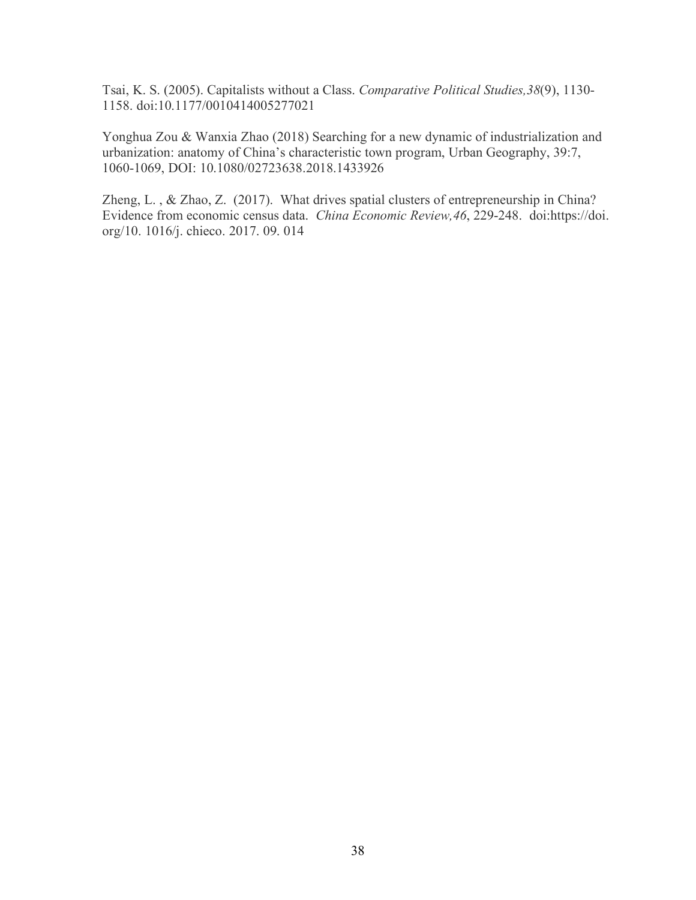Tsai, K. S. (2005). Capitalists without a Class. *Comparative Political Studies,38*(9), 1130-1158. doi:10.1177/0010414005277021

Yonghua Zou & Wanxia Zhao (2018) Searching for a new dynamic of industrialization and urbanization: anatomy of China's characteristic town program, Urban Geography, 39:7, 1060-1069, DOI: 10.1080/02723638.2018.1433926

Zheng, L. , & Zhao, Z. (2017). What drives spatial clusters of entrepreneurship in China? Evidence from economic census data. *China Economic Review,46*, 229-248. doi:https://doi. org/10. 1016/j. chieco. 2017. 09. 014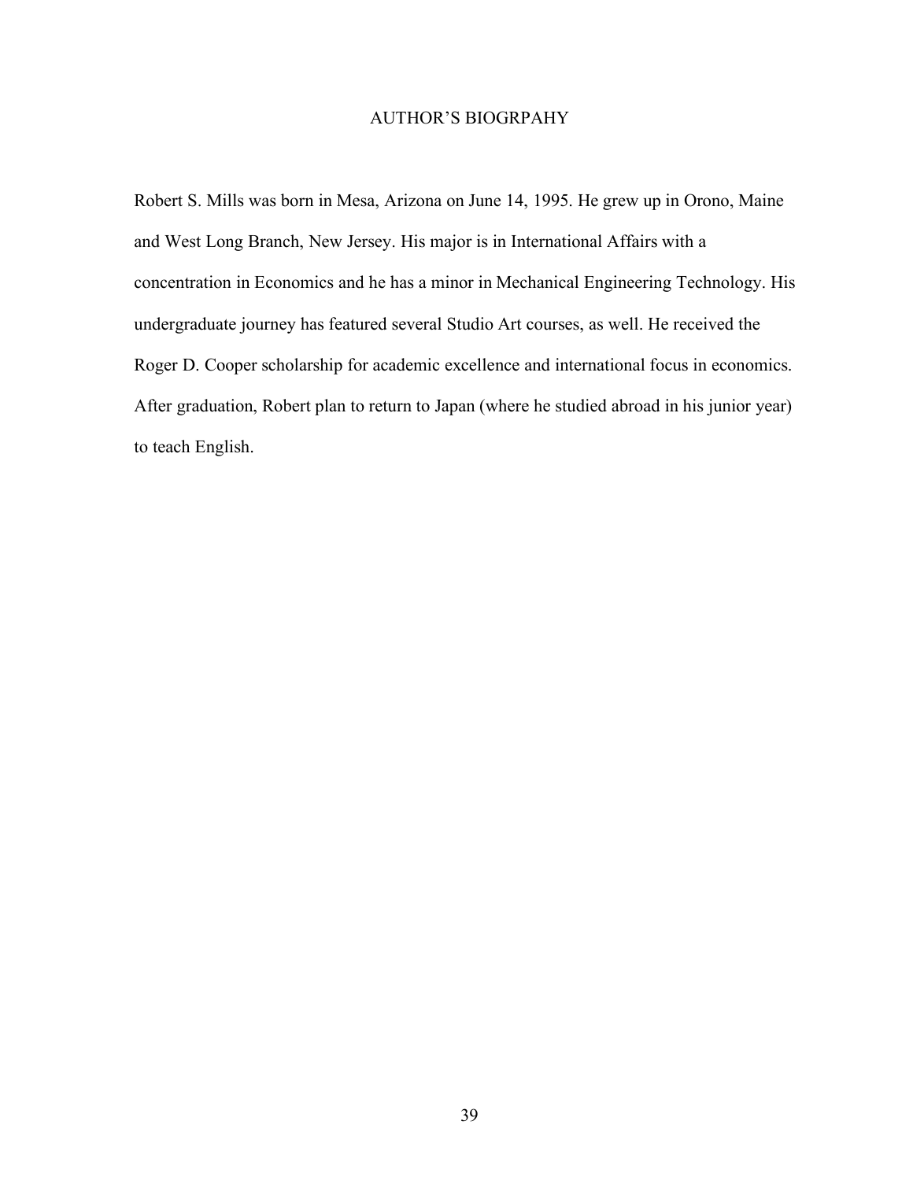# AUTHOR'S BIOGRPAHY

Robert S. Mills was born in Mesa, Arizona on June 14, 1995. He grew up in Orono, Maine and West Long Branch, New Jersey. His major is in International Affairs with a concentration in Economics and he has a minor in Mechanical Engineering Technology. His undergraduate journey has featured several Studio Art courses, as well. He received the Roger D. Cooper scholarship for academic excellence and international focus in economics. After graduation, Robert plan to return to Japan (where he studied abroad in his junior year) to teach English.